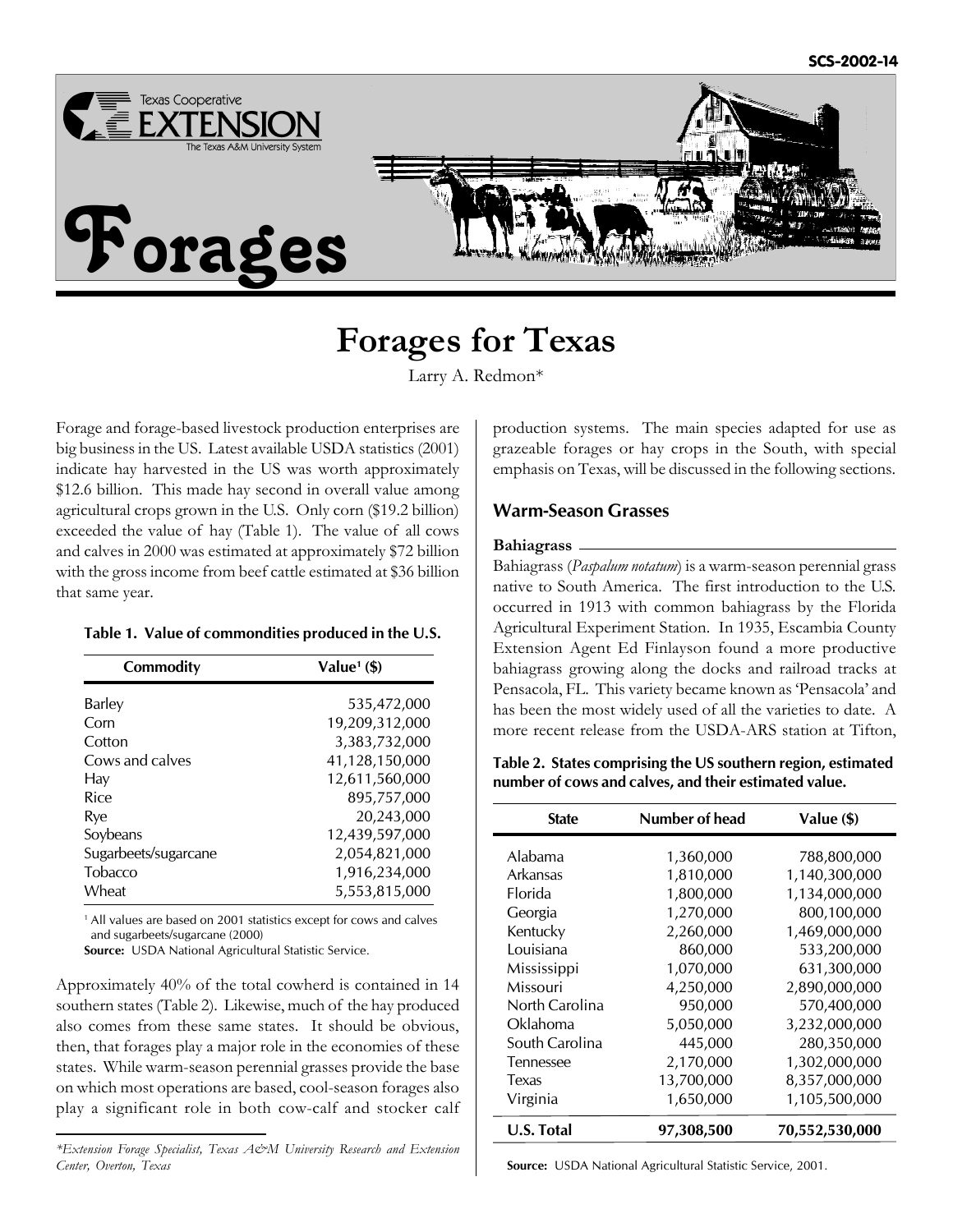SCS-2002-14

Texas Cooperative Extension
The Texas A&M University System

# Forages

## Forages for Texas

Larry A. Redmon*

Forage and forage-based livestock production enterprises are big business in the US. Latest available USDA statistics (2001) indicate hay harvested in the US was worth approximately $12.6 billion. This made hay second in overall value among agricultural crops grown in the U.S. Only corn ($19.2 billion) exceeded the value of hay (Table 1). The value of all cows and calves in 2000 was estimated at approximately $72 billion with the gross income from beef cattle estimated at $36 billion that same year.

**Table 1. Value of commondities produced in the U.S.**

| Commodity | Value[1] ($) |
|---|---|
| Barley | 535,472,000 |
| Corn | 19,209,312,000 |
| Cotton | 3,383,732,000 |
| Cows and calves | 41,128,150,000 |
| Hay | 12,611,560,000 |
| Rice | 895,757,000 |
| Rye | 20,243,000 |
| Soybeans | 12,439,597,000 |
| Sugarbeets/sugarcane | 2,054,821,000 |
| Tobacco | 1,916,234,000 |
| Wheat | 5,553,815,000 |

[1] All values are based on 2001 statistics except for cows and calves and sugarbeets/sugarcane (2000)

**Source:** USDA National Agricultural Statistic Service.

Approximately 40% of the total cowherd is contained in 14 southern states (Table 2). Likewise, much of the hay produced also comes from these same states. It should be obvious, then, that forages play a major role in the economies of these states. While warm-season perennial grasses provide the base on which most operations are based, cool-season forages also play a significant role in both cow-calf and stocker calf production systems. The main species adapted for use as grazeable forages or hay crops in the South, with special emphasis on Texas, will be discussed in the following sections.

*Extension Forage Specialist, Texas A&M University Research and Extension Center, Overton, Texas*

### Warm-Season Grasses

#### Bahiagrass

Bahiagrass (*Paspalum notatum*) is a warm-season perennial grass native to South America. The first introduction to the U.S. occurred in 1913 with common bahiagrass by the Florida Agricultural Experiment Station. In 1935, Escambia County Extension Agent Ed Finlayson found a more productive bahiagrass growing along the docks and railroad tracks at Pensacola, FL. This variety became known as 'Pensacola' and has been the most widely used of all the varieties to date. A more recent release from the USDA-ARS station at Tifton,

**Table 2. States comprising the US southern region, estimated number of cows and calves, and their estimated value.**

| State | Number of head | Value ($) |
|---|---|---|
| Alabama | 1,360,000 | 788,800,000 |
| Arkansas | 1,810,000 | 1,140,300,000 |
| Florida | 1,800,000 | 1,134,000,000 |
| Georgia | 1,270,000 | 800,100,000 |
| Kentucky | 2,260,000 | 1,469,000,000 |
| Louisiana | 860,000 | 533,200,000 |
| Mississippi | 1,070,000 | 631,300,000 |
| Missouri | 4,250,000 | 2,890,000,000 |
| North Carolina | 950,000 | 570,400,000 |
| Oklahoma | 5,050,000 | 3,232,000,000 |
| South Carolina | 445,000 | 280,350,000 |
| Tennessee | 2,170,000 | 1,302,000,000 |
| Texas | 13,700,000 | 8,357,000,000 |
| Virginia | 1,650,000 | 1,105,500,000 |
| **U.S. Total** | **97,308,500** | **70,552,530,000** |

**Source:** USDA National Agricultural Statistic Service, 2001.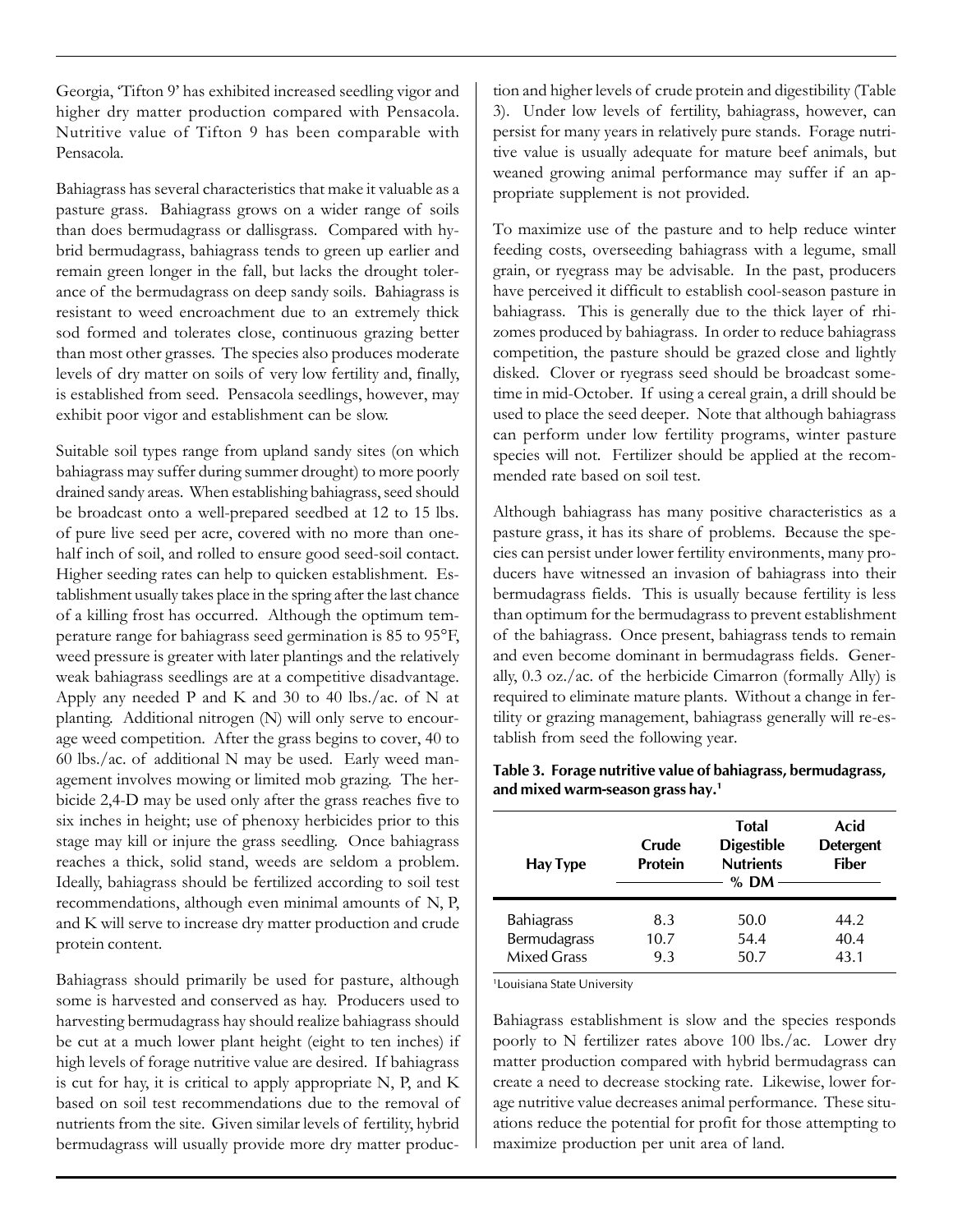Georgia, 'Tifton 9' has exhibited increased seedling vigor and higher dry matter production compared with Pensacola. Nutritive value of Tifton 9 has been comparable with Pensacola.

Bahiagrass has several characteristics that make it valuable as a pasture grass. Bahiagrass grows on a wider range of soils than does bermudagrass or dallisgrass. Compared with hybrid bermudagrass, bahiagrass tends to green up earlier and remain green longer in the fall, but lacks the drought tolerance of the bermudagrass on deep sandy soils. Bahiagrass is resistant to weed encroachment due to an extremely thick sod formed and tolerates close, continuous grazing better than most other grasses. The species also produces moderate levels of dry matter on soils of very low fertility and, finally, is established from seed. Pensacola seedlings, however, may exhibit poor vigor and establishment can be slow.

Suitable soil types range from upland sandy sites (on which bahiagrass may suffer during summer drought) to more poorly drained sandy areas. When establishing bahiagrass, seed should be broadcast onto a well-prepared seedbed at 12 to 15 lbs. of pure live seed per acre, covered with no more than one-half inch of soil, and rolled to ensure good seed-soil contact. Higher seeding rates can help to quicken establishment. Establishment usually takes place in the spring after the last chance of a killing frost has occurred. Although the optimum temperature range for bahiagrass seed germination is 85 to 95°F, weed pressure is greater with later plantings and the relatively weak bahiagrass seedlings are at a competitive disadvantage. Apply any needed P and K and 30 to 40 lbs./ac. of N at planting. Additional nitrogen (N) will only serve to encourage weed competition. After the grass begins to cover, 40 to 60 lbs./ac. of additional N may be used. Early weed management involves mowing or limited mob grazing. The herbicide 2,4-D may be used only after the grass reaches five to six inches in height; use of phenoxy herbicides prior to this stage may kill or injure the grass seedling. Once bahiagrass reaches a thick, solid stand, weeds are seldom a problem. Ideally, bahiagrass should be fertilized according to soil test recommendations, although even minimal amounts of N, P, and K will serve to increase dry matter production and crude protein content.

Bahiagrass should primarily be used for pasture, although some is harvested and conserved as hay. Producers used to harvesting bermudagrass hay should realize bahiagrass should be cut at a much lower plant height (eight to ten inches) if high levels of forage nutritive value are desired. If bahiagrass is cut for hay, it is critical to apply appropriate N, P, and K based on soil test recommendations due to the removal of nutrients from the site. Given similar levels of fertility, hybrid bermudagrass will usually provide more dry matter production and higher levels of crude protein and digestibility (Table 3). Under low levels of fertility, bahiagrass, however, can persist for many years in relatively pure stands. Forage nutritive value is usually adequate for mature beef animals, but weaned growing animal performance may suffer if an appropriate supplement is not provided.

To maximize use of the pasture and to help reduce winter feeding costs, overseeding bahiagrass with a legume, small grain, or ryegrass may be advisable. In the past, producers have perceived it difficult to establish cool-season pasture in bahiagrass. This is generally due to the thick layer of rhizomes produced by bahiagrass. In order to reduce bahiagrass competition, the pasture should be grazed close and lightly disked. Clover or ryegrass seed should be broadcast sometime in mid-October. If using a cereal grain, a drill should be used to place the seed deeper. Note that although bahiagrass can perform under low fertility programs, winter pasture species will not. Fertilizer should be applied at the recommended rate based on soil test.

Although bahiagrass has many positive characteristics as a pasture grass, it has its share of problems. Because the species can persist under lower fertility environments, many producers have witnessed an invasion of bahiagrass into their bermudagrass fields. This is usually because fertility is less than optimum for the bermudagrass to prevent establishment of the bahiagrass. Once present, bahiagrass tends to remain and even become dominant in bermudagrass fields. Generally, 0.3 oz./ac. of the herbicide Cimarron (formally Ally) is required to eliminate mature plants. Without a change in fertility or grazing management, bahiagrass generally will re-establish from seed the following year.

**Table 3. Forage nutritive value of bahiagrass, bermudagrass, and mixed warm-season grass hay.[1]**

| Hay Type | Crude Protein | Total Digestible Nutrients | Acid Detergent Fiber |
|---|---|---|---|
| | % DM | | |
| Bahiagrass | 8.3 | 50.0 | 44.2 |
| Bermudagrass | 10.7 | 54.4 | 40.4 |
| Mixed Grass | 9.3 | 50.7 | 43.1 |

[1]Louisiana State University

Bahiagrass establishment is slow and the species responds poorly to N fertilizer rates above 100 lbs./ac. Lower dry matter production compared with hybrid bermudagrass can create a need to decrease stocking rate. Likewise, lower forage nutritive value decreases animal performance. These situations reduce the potential for profit for those attempting to maximize production per unit area of land.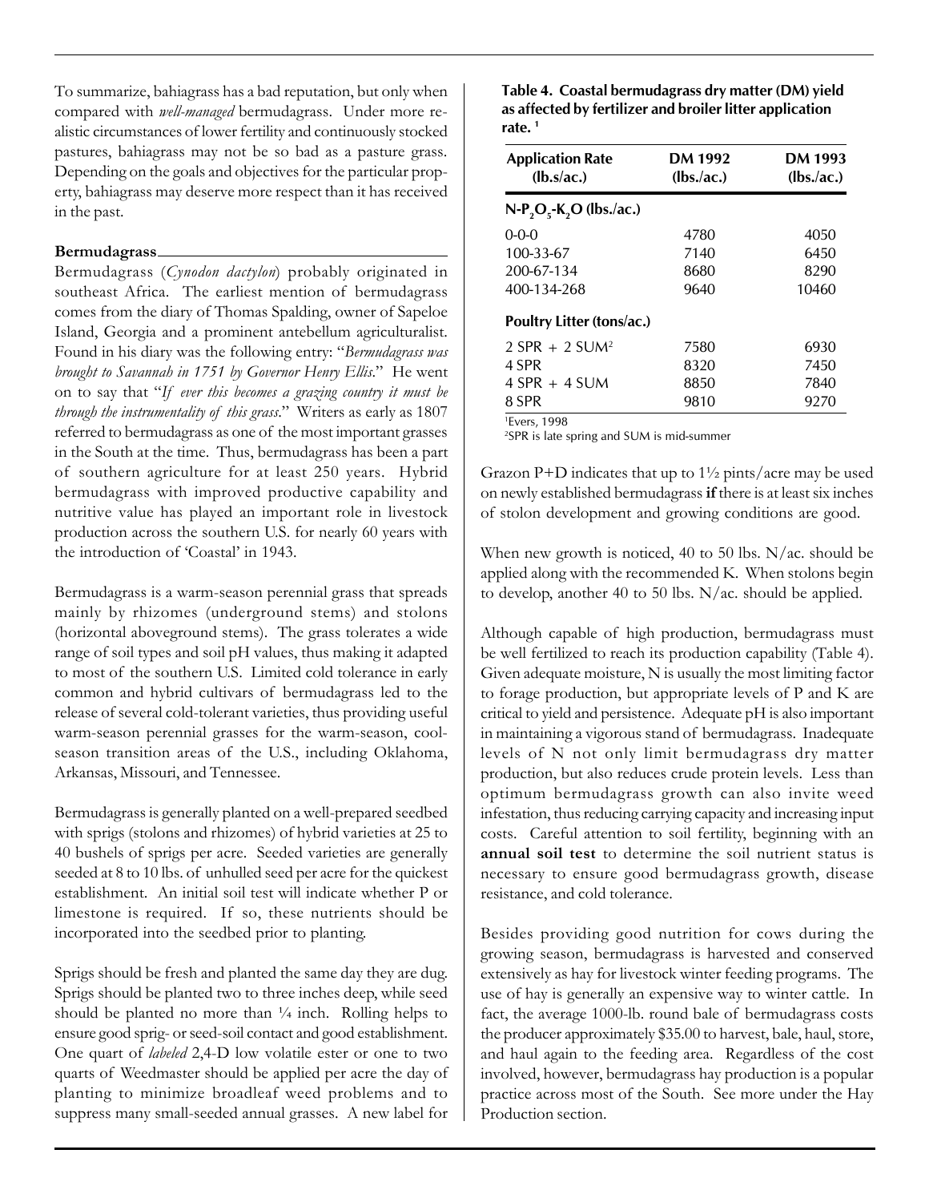To summarize, bahiagrass has a bad reputation, but only when compared with *well-managed* bermudagrass. Under more realistic circumstances of lower fertility and continuously stocked pastures, bahiagrass may not be so bad as a pasture grass. Depending on the goals and objectives for the particular property, bahiagrass may deserve more respect than it has received in the past.

## Bermudagrass

Bermudagrass (*Cynodon dactylon*) probably originated in southeast Africa. The earliest mention of bermudagrass comes from the diary of Thomas Spalding, owner of Sapeloe Island, Georgia and a prominent antebellum agriculturalist. Found in his diary was the following entry: "*Bermudagrass was brought to Savannah in 1751 by Governor Henry Ellis*." He went on to say that "*If ever this becomes a grazing country it must be through the instrumentality of this grass*." Writers as early as 1807 referred to bermudagrass as one of the most important grasses in the South at the time. Thus, bermudagrass has been a part of southern agriculture for at least 250 years. Hybrid bermudagrass with improved productive capability and nutritive value has played an important role in livestock production across the southern U.S. for nearly 60 years with the introduction of 'Coastal' in 1943.

Bermudagrass is a warm-season perennial grass that spreads mainly by rhizomes (underground stems) and stolons (horizontal aboveground stems). The grass tolerates a wide range of soil types and soil pH values, thus making it adapted to most of the southern U.S. Limited cold tolerance in early common and hybrid cultivars of bermudagrass led to the release of several cold-tolerant varieties, thus providing useful warm-season perennial grasses for the warm-season, cool-season transition areas of the U.S., including Oklahoma, Arkansas, Missouri, and Tennessee.

Bermudagrass is generally planted on a well-prepared seedbed with sprigs (stolons and rhizomes) of hybrid varieties at 25 to 40 bushels of sprigs per acre. Seeded varieties are generally seeded at 8 to 10 lbs. of unhulled seed per acre for the quickest establishment. An initial soil test will indicate whether P or limestone is required. If so, these nutrients should be incorporated into the seedbed prior to planting.

Sprigs should be fresh and planted the same day they are dug. Sprigs should be planted two to three inches deep, while seed should be planted no more than ¼ inch. Rolling helps to ensure good sprig- or seed-soil contact and good establishment. One quart of *labeled* 2,4-D low volatile ester or one to two quarts of Weedmaster should be applied per acre the day of planting to minimize broadleaf weed problems and to suppress many small-seeded annual grasses. A new label for Grazon P+D indicates that up to 1½ pints/acre may be used on newly established bermudagrass **if** there is at least six inches of stolon development and growing conditions are good.

When new growth is noticed, 40 to 50 lbs. N/ac. should be applied along with the recommended K. When stolons begin to develop, another 40 to 50 lbs. N/ac. should be applied.

Although capable of high production, bermudagrass must be well fertilized to reach its production capability (Table 4). Given adequate moisture, N is usually the most limiting factor to forage production, but appropriate levels of P and K are critical to yield and persistence. Adequate pH is also important in maintaining a vigorous stand of bermudagrass. Inadequate levels of N not only limit bermudagrass dry matter production, but also reduces crude protein levels. Less than optimum bermudagrass growth can also invite weed infestation, thus reducing carrying capacity and increasing input costs. Careful attention to soil fertility, beginning with an **annual soil test** to determine the soil nutrient status is necessary to ensure good bermudagrass growth, disease resistance, and cold tolerance.

Besides providing good nutrition for cows during the growing season, bermudagrass is harvested and conserved extensively as hay for livestock winter feeding programs. The use of hay is generally an expensive way to winter cattle. In fact, the average 1000-lb. round bale of bermudagrass costs the producer approximately $35.00 to harvest, bale, haul, store, and haul again to the feeding area. Regardless of the cost involved, however, bermudagrass hay production is a popular practice across most of the South. See more under the Hay Production section.

**Table 4. Coastal bermudagrass dry matter (DM) yield as affected by fertilizer and broiler litter application rate.** [1]

| Application Rate (lbs./ac.) | DM 1992 (lbs./ac.) | DM 1993 (lbs./ac.) |
|---|---|---|
| **$N$-$P_2O_5$-$K_2O$ (lbs./ac.)** | | |
| 0-0-0 | 4780 | 4050 |
| 100-33-67 | 7140 | 6450 |
| 200-67-134 | 8680 | 8290 |
| 400-134-268 | 9640 | 10460 |
| **Poultry Litter (tons/ac.)** | | |
| 2 SPR + 2 SUM[2] | 7580 | 6930 |
| 4 SPR | 8320 | 7450 |
| 4 SPR + 4 SUM | 8850 | 7840 |
| 8 SPR | 9810 | 9270 |

[1] Evers, 1998
[2] SPR is late spring and SUM is mid-summer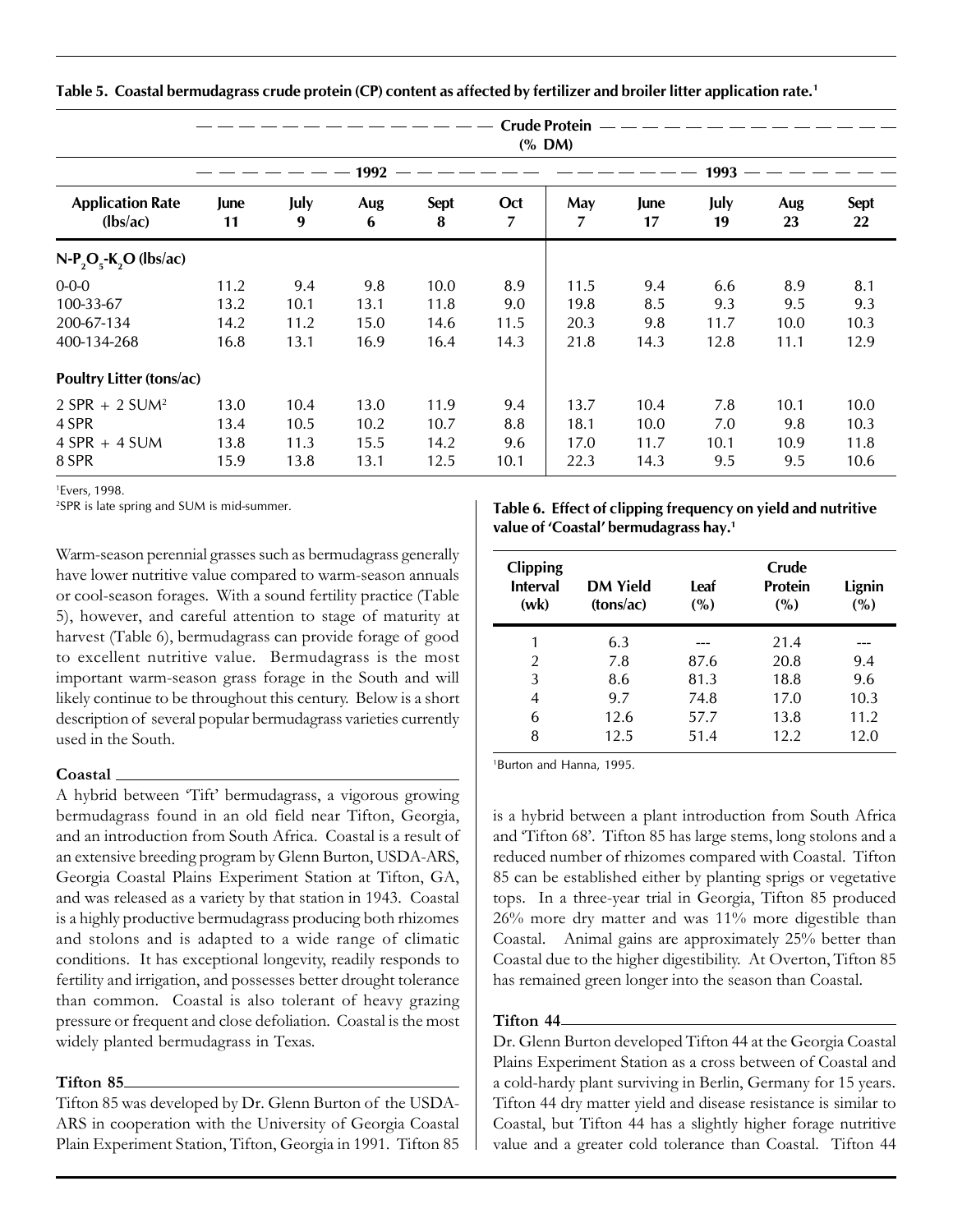**Table 5. Coastal bermudagrass crude protein (CP) content as affected by fertilizer and broiler litter application rate.[1]**

| | Crude Protein (% DM) | | | | | | | | | |
|---|---|---|---|---|---|---|---|---|---|---|
| | 1992 | | | | | 1993 | | | | |
| Application Rate (lbs/ac) | June 11 | July 9 | Aug 6 | Sept 8 | Oct 7 | May 7 | June 17 | July 19 | Aug 23 | Sept 22 |
| **$N$-$P_2O_5$-$K_2O$ (lbs/ac)** | | | | | | | | | | |
| 0-0-0 | 11.2 | 9.4 | 9.8 | 10.0 | 8.9 | 11.5 | 9.4 | 6.6 | 8.9 | 8.1 |
| 100-33-67 | 13.2 | 10.1 | 13.1 | 11.8 | 9.0 | 19.8 | 8.5 | 9.3 | 9.5 | 9.3 |
| 200-67-134 | 14.2 | 11.2 | 15.0 | 14.6 | 11.5 | 20.3 | 9.8 | 11.7 | 10.0 | 10.3 |
| 400-134-268 | 16.8 | 13.1 | 16.9 | 16.4 | 14.3 | 21.8 | 14.3 | 12.8 | 11.1 | 12.9 |
| **Poultry Litter (tons/ac)** | | | | | | | | | | |
| 2 SPR + 2 SUM[2] | 13.0 | 10.4 | 13.0 | 11.9 | 9.4 | 13.7 | 10.4 | 7.8 | 10.1 | 10.0 |
| 4 SPR | 13.4 | 10.5 | 10.2 | 10.7 | 8.8 | 18.1 | 10.0 | 7.0 | 9.8 | 10.3 |
| 4 SPR + 4 SUM | 13.8 | 11.3 | 15.5 | 14.2 | 9.6 | 17.0 | 11.7 | 10.1 | 10.9 | 11.8 |
| 8 SPR | 15.9 | 13.8 | 13.1 | 12.5 | 10.1 | 22.3 | 14.3 | 9.5 | 9.5 | 10.6 |

[1]Evers, 1998.
[2]SPR is late spring and SUM is mid-summer.

Warm-season perennial grasses such as bermudagrass generally have lower nutritive value compared to warm-season annuals or cool-season forages. With a sound fertility practice (Table 5), however, and careful attention to stage of maturity at harvest (Table 6), bermudagrass can provide forage of good to excellent nutritive value. Bermudagrass is the most important warm-season grass forage in the South and will likely continue to be throughout this century. Below is a short description of several popular bermudagrass varieties currently used in the South.

**Table 6. Effect of clipping frequency on yield and nutritive value of 'Coastal' bermudagrass hay.[1]**

| Clipping Interval (wk) | DM Yield (tons/ac) | Leaf (%) | Crude Protein (%) | Lignin (%) |
|---|---|---|---|---|
| 1 | 6.3 | --- | 21.4 | --- |
| 2 | 7.8 | 87.6 | 20.8 | 9.4 |
| 3 | 8.6 | 81.3 | 18.8 | 9.6 |
| 4 | 9.7 | 74.8 | 17.0 | 10.3 |
| 6 | 12.6 | 57.7 | 13.8 | 11.2 |
| 8 | 12.5 | 51.4 | 12.2 | 12.0 |

[1]Burton and Hanna, 1995.

### Coastal

A hybrid between 'Tift' bermudagrass, a vigorous growing bermudagrass found in an old field near Tifton, Georgia, and an introduction from South Africa. Coastal is a result of an extensive breeding program by Glenn Burton, USDA-ARS, Georgia Coastal Plains Experiment Station at Tifton, GA, and was released as a variety by that station in 1943. Coastal is a highly productive bermudagrass producing both rhizomes and stolons and is adapted to a wide range of climatic conditions. It has exceptional longevity, readily responds to fertility and irrigation, and possesses better drought tolerance than common. Coastal is also tolerant of heavy grazing pressure or frequent and close defoliation. Coastal is the most widely planted bermudagrass in Texas.

### Tifton 85

Tifton 85 was developed by Dr. Glenn Burton of the USDA-ARS in cooperation with the University of Georgia Coastal Plain Experiment Station, Tifton, Georgia in 1991. Tifton 85 is a hybrid between a plant introduction from South Africa and 'Tifton 68'. Tifton 85 has large stems, long stolons and a reduced number of rhizomes compared with Coastal. Tifton 85 can be established either by planting sprigs or vegetative tops. In a three-year trial in Georgia, Tifton 85 produced 26% more dry matter and was 11% more digestible than Coastal. Animal gains are approximately 25% better than Coastal due to the higher digestibility. At Overton, Tifton 85 has remained green longer into the season than Coastal.

### Tifton 44

Dr. Glenn Burton developed Tifton 44 at the Georgia Coastal Plains Experiment Station as a cross between of Coastal and a cold-hardy plant surviving in Berlin, Germany for 15 years. Tifton 44 dry matter yield and disease resistance is similar to Coastal, but Tifton 44 has a slightly higher forage nutritive value and a greater cold tolerance than Coastal. Tifton 44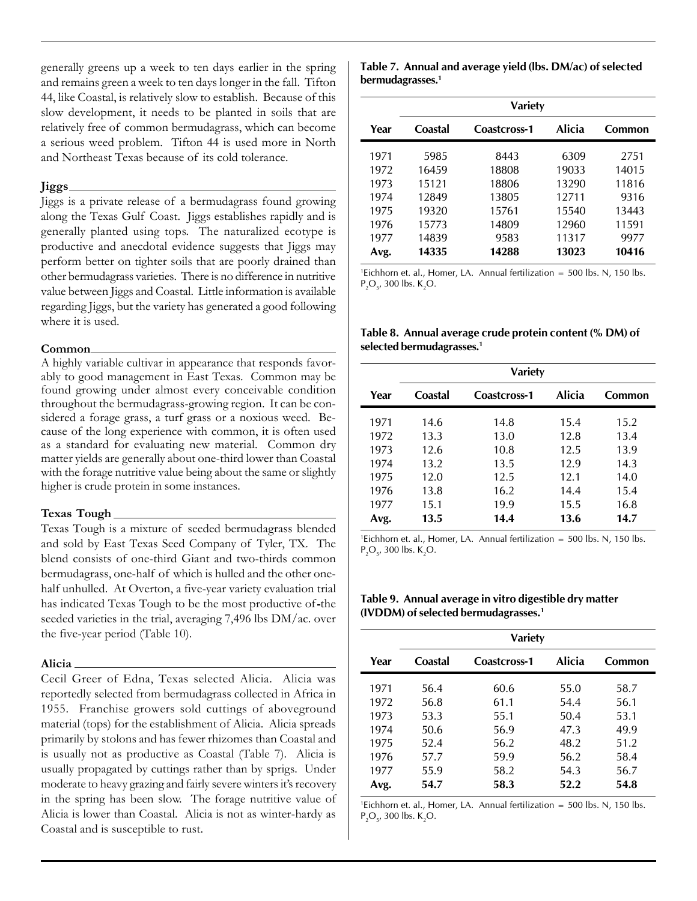generally greens up a week to ten days earlier in the spring and remains green a week to ten days longer in the fall. Tifton 44, like Coastal, is relatively slow to establish. Because of this slow development, it needs to be planted in soils that are relatively free of common bermudagrass, which can become a serious weed problem. Tifton 44 is used more in North and Northeast Texas because of its cold tolerance.

### Jiggs

Jiggs is a private release of a bermudagrass found growing along the Texas Gulf Coast. Jiggs establishes rapidly and is generally planted using tops. The naturalized ecotype is productive and anecdotal evidence suggests that Jiggs may perform better on tighter soils that are poorly drained than other bermudagrass varieties. There is no difference in nutritive value between Jiggs and Coastal. Little information is available regarding Jiggs, but the variety has generated a good following where it is used.

### Common

A highly variable cultivar in appearance that responds favorably to good management in East Texas. Common may be found growing under almost every conceivable condition throughout the bermudagrass-growing region. It can be considered a forage grass, a turf grass or a noxious weed. Because of the long experience with common, it is often used as a standard for evaluating new material. Common dry matter yields are generally about one-third lower than Coastal with the forage nutritive value being about the same or slightly higher is crude protein in some instances.

### Texas Tough

Texas Tough is a mixture of seeded bermudagrass blended and sold by East Texas Seed Company of Tyler, TX. The blend consists of one-third Giant and two-thirds common bermudagrass, one-half of which is hulled and the other one-half unhulled. At Overton, a five-year variety evaluation trial has indicated Texas Tough to be the most productive of-the seeded varieties in the trial, averaging 7,496 lbs DM/ac. over the five-year period (Table 10).

### Alicia

Cecil Greer of Edna, Texas selected Alicia. Alicia was reportedly selected from bermudagrass collected in Africa in 1955. Franchise growers sold cuttings of aboveground material (tops) for the establishment of Alicia. Alicia spreads primarily by stolons and has fewer rhizomes than Coastal and is usually not as productive as Coastal (Table 7). Alicia is usually propagated by cuttings rather than by sprigs. Under moderate to heavy grazing and fairly severe winters it's recovery in the spring has been slow. The forage nutritive value of Alicia is lower than Coastal. Alicia is not as winter-hardy as Coastal and is susceptible to rust.

**Table 7. Annual and average yield (lbs. DM/ac) of selected bermudagrasses.[1]**

| | Variety | | | |
|---|---|---|---|---|
| Year | Coastal | Coastcross-1 | Alicia | Common |
| 1971 | 5985 | 8443 | 6309 | 2751 |
| 1972 | 16459 | 18808 | 19033 | 14015 |
| 1973 | 15121 | 18806 | 13290 | 11816 |
| 1974 | 12849 | 13805 | 12711 | 9316 |
| 1975 | 19320 | 15761 | 15540 | 13443 |
| 1976 | 15773 | 14809 | 12960 | 11591 |
| 1977 | 14839 | 9583 | 11317 | 9977 |
| **Avg.** | **14335** | **14288** | **13023** | **10416** |

[1]Eichhorn et. al., Homer, LA. Annual fertilization = 500 lbs. N, 150 lbs. $P_2O_5$, 300 lbs. $K_2O$.

**Table 8. Annual average crude protein content (% DM) of selected bermudagrasses.[1]**

| | Variety | | | |
|---|---|---|---|---|
| Year | Coastal | Coastcross-1 | Alicia | Common |
| 1971 | 14.6 | 14.8 | 15.4 | 15.2 |
| 1972 | 13.3 | 13.0 | 12.8 | 13.4 |
| 1973 | 12.6 | 10.8 | 12.5 | 13.9 |
| 1974 | 13.2 | 13.5 | 12.9 | 14.3 |
| 1975 | 12.0 | 12.5 | 12.1 | 14.0 |
| 1976 | 13.8 | 16.2 | 14.4 | 15.4 |
| 1977 | 15.1 | 19.9 | 15.5 | 16.8 |
| **Avg.** | **13.5** | **14.4** | **13.6** | **14.7** |

[1]Eichhorn et. al., Homer, LA. Annual fertilization = 500 lbs. N, 150 lbs. $P_2O_5$, 300 lbs. $K_2O$.

**Table 9. Annual average in vitro digestible dry matter (IVDDM) of selected bermudagrasses.[1]**

| | Variety | | | |
|---|---|---|---|---|
| Year | Coastal | Coastcross-1 | Alicia | Common |
| 1971 | 56.4 | 60.6 | 55.0 | 58.7 |
| 1972 | 56.8 | 61.1 | 54.4 | 56.1 |
| 1973 | 53.3 | 55.1 | 50.4 | 53.1 |
| 1974 | 50.6 | 56.9 | 47.3 | 49.9 |
| 1975 | 52.4 | 56.2 | 48.2 | 51.2 |
| 1976 | 57.7 | 59.9 | 56.2 | 58.4 |
| 1977 | 55.9 | 58.2 | 54.3 | 56.7 |
| **Avg.** | **54.7** | **58.3** | **52.2** | **54.8** |

[1]Eichhorn et. al., Homer, LA. Annual fertilization = 500 lbs. N, 150 lbs. $P_2O_5$, 300 lbs. $K_2O$.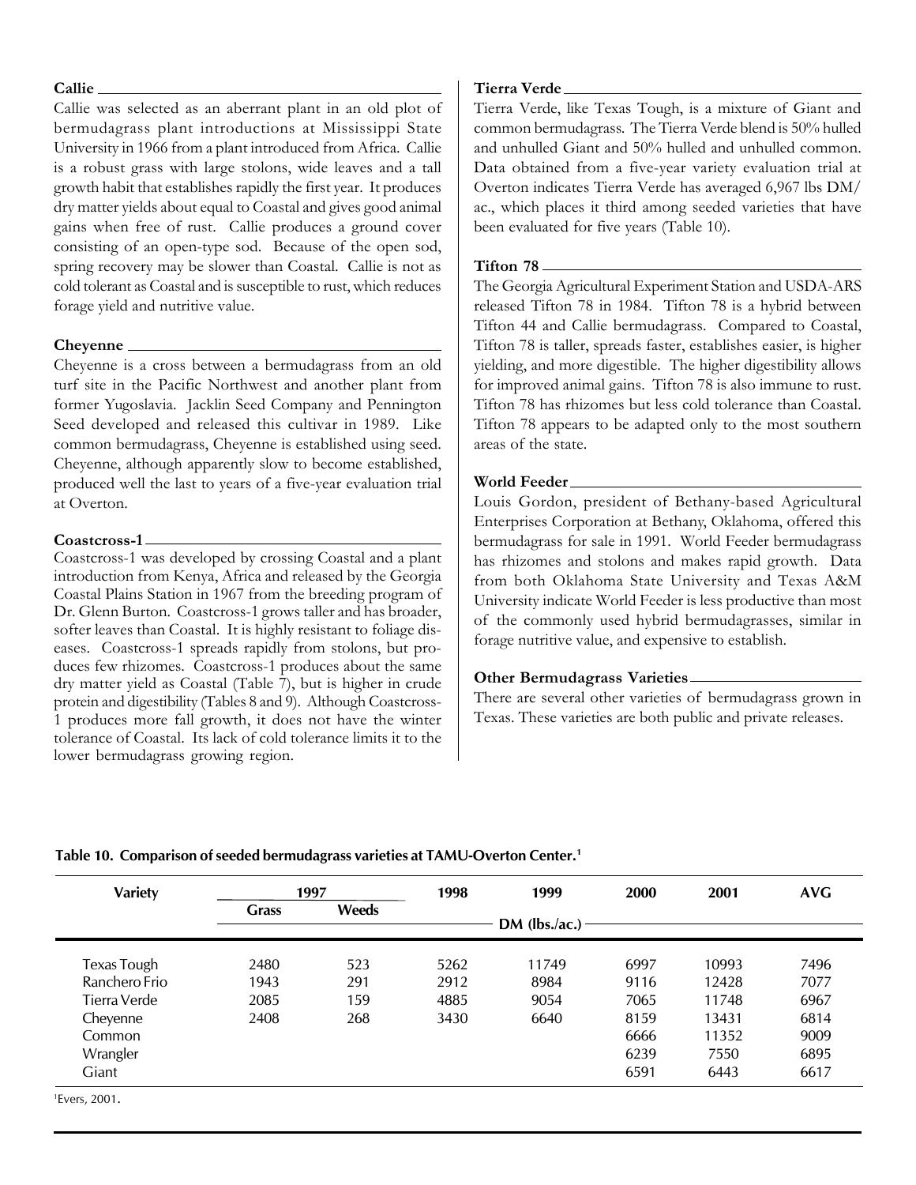### Callie

Callie was selected as an aberrant plant in an old plot of bermudagrass plant introductions at Mississippi State University in 1966 from a plant introduced from Africa. Callie is a robust grass with large stolons, wide leaves and a tall growth habit that establishes rapidly the first year. It produces dry matter yields about equal to Coastal and gives good animal gains when free of rust. Callie produces a ground cover consisting of an open-type sod. Because of the open sod, spring recovery may be slower than Coastal. Callie is not as cold tolerant as Coastal and is susceptible to rust, which reduces forage yield and nutritive value.

### Cheyenne

Cheyenne is a cross between a bermudagrass from an old turf site in the Pacific Northwest and another plant from former Yugoslavia. Jacklin Seed Company and Pennington Seed developed and released this cultivar in 1989. Like common bermudagrass, Cheyenne is established using seed. Cheyenne, although apparently slow to become established, produced well the last to years of a five-year evaluation trial at Overton.

### Coastcross-1

Coastcross-1 was developed by crossing Coastal and a plant introduction from Kenya, Africa and released by the Georgia Coastal Plains Station in 1967 from the breeding program of Dr. Glenn Burton. Coastcross-1 grows taller and has broader, softer leaves than Coastal. It is highly resistant to foliage diseases. Coastcross-1 spreads rapidly from stolons, but produces few rhizomes. Coastcross-1 produces about the same dry matter yield as Coastal (Table 7), but is higher in crude protein and digestibility (Tables 8 and 9). Although Coastcross-1 produces more fall growth, it does not have the winter tolerance of Coastal. Its lack of cold tolerance limits it to the lower bermudagrass growing region.

### Tierra Verde

Tierra Verde, like Texas Tough, is a mixture of Giant and common bermudagrass. The Tierra Verde blend is 50% hulled and unhulled Giant and 50% hulled and unhulled common. Data obtained from a five-year variety evaluation trial at Overton indicates Tierra Verde has averaged 6,967 lbs DM/ac., which places it third among seeded varieties that have been evaluated for five years (Table 10).

### Tifton 78

The Georgia Agricultural Experiment Station and USDA-ARS released Tifton 78 in 1984. Tifton 78 is a hybrid between Tifton 44 and Callie bermudagrass. Compared to Coastal, Tifton 78 is taller, spreads faster, establishes easier, is higher yielding, and more digestible. The higher digestibility allows for improved animal gains. Tifton 78 is also immune to rust. Tifton 78 has rhizomes but less cold tolerance than Coastal. Tifton 78 appears to be adapted only to the most southern areas of the state.

### World Feeder

Louis Gordon, president of Bethany-based Agricultural Enterprises Corporation at Bethany, Oklahoma, offered this bermudagrass for sale in 1991. World Feeder bermudagrass has rhizomes and stolons and makes rapid growth. Data from both Oklahoma State University and Texas A&M University indicate World Feeder is less productive than most of the commonly used hybrid bermudagrasses, similar in forage nutritive value, and expensive to establish.

### Other Bermudagrass Varieties

There are several other varieties of bermudagrass grown in Texas. These varieties are both public and private releases.

**Table 10. Comparison of seeded bermudagrass varieties at TAMU-Overton Center.[1]**

| Variety | 1997 | | 1998 | 1999 | 2000 | 2001 | AVG |
|---|---|---|---|---|---|---|---|
| | Grass | Weeds | DM (lbs./ac.) | | | | |
| Texas Tough | 2480 | 523 | 5262 | 11749 | 6997 | 10993 | 7496 |
| Ranchero Frio | 1943 | 291 | 2912 | 8984 | 9116 | 12428 | 7077 |
| Tierra Verde | 2085 | 159 | 4885 | 9054 | 7065 | 11748 | 6967 |
| Cheyenne | 2408 | 268 | 3430 | 6640 | 8159 | 13431 | 6814 |
| Common | | | | | 6666 | 11352 | 9009 |
| Wrangler | | | | | 6239 | 7550 | 6895 |
| Giant | | | | | 6591 | 6443 | 6617 |

[1]Evers, 2001.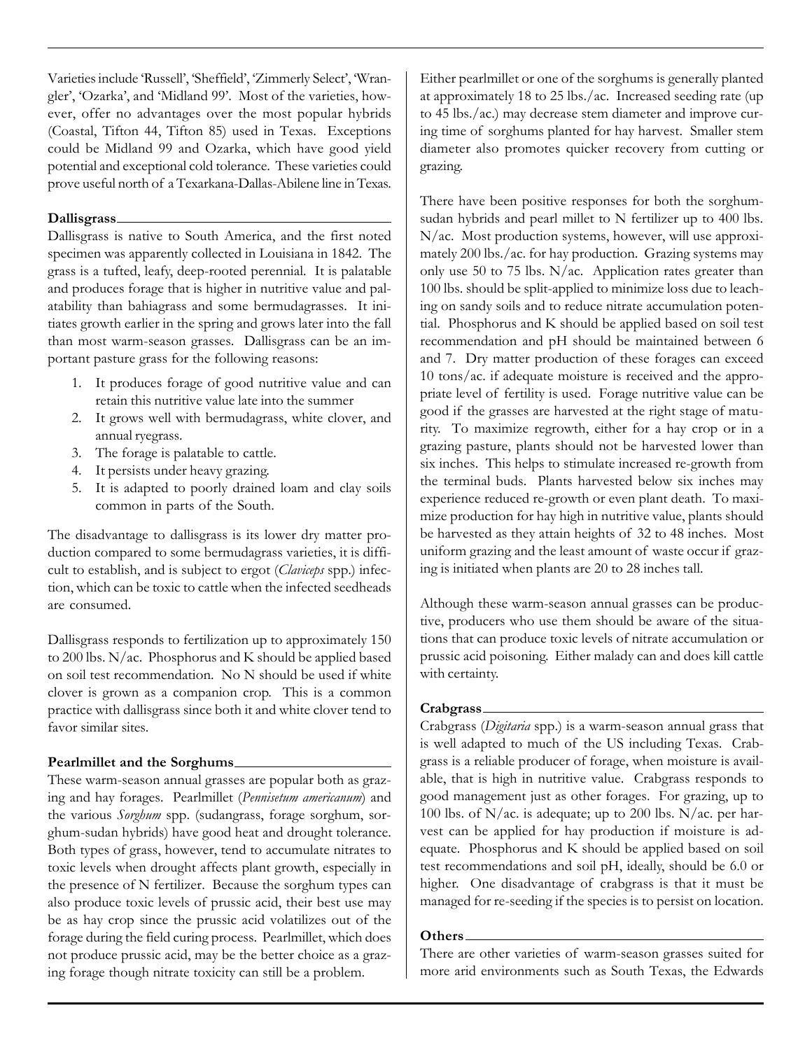Varieties include 'Russell', 'Sheffield', 'Zimmerly Select', 'Wrangler', 'Ozarka', and 'Midland 99'. Most of the varieties, however, offer no advantages over the most popular hybrids (Coastal, Tifton 44, Tifton 85) used in Texas. Exceptions could be Midland 99 and Ozarka, which have good yield potential and exceptional cold tolerance. These varieties could prove useful north of a Texarkana-Dallas-Abilene line in Texas.

### Dallisgrass

Dallisgrass is native to South America, and the first noted specimen was apparently collected in Louisiana in 1842. The grass is a tufted, leafy, deep-rooted perennial. It is palatable and produces forage that is higher in nutritive value and palatability than bahiagrass and some bermudagrasses. It initiates growth earlier in the spring and grows later into the fall than most warm-season grasses. Dallisgrass can be an important pasture grass for the following reasons:

1. It produces forage of good nutritive value and can retain this nutritive value late into the summer
2. It grows well with bermudagrass, white clover, and annual ryegrass.
3. The forage is palatable to cattle.
4. It persists under heavy grazing.
5. It is adapted to poorly drained loam and clay soils common in parts of the South.

The disadvantage to dallisgrass is its lower dry matter production compared to some bermudagrass varieties, it is difficult to establish, and is subject to ergot (*Claviceps* spp.) infection, which can be toxic to cattle when the infected seedheads are consumed.

Dallisgrass responds to fertilization up to approximately 150 to 200 lbs. N/ac. Phosphorus and K should be applied based on soil test recommendation. No N should be used if white clover is grown as a companion crop. This is a common practice with dallisgrass since both it and white clover tend to favor similar sites.

### Pearlmillet and the Sorghums

These warm-season annual grasses are popular both as grazing and hay forages. Pearlmillet (*Pennisetum americanum*) and the various *Sorghum* spp. (sudangrass, forage sorghum, sorghum-sudan hybrids) have good heat and drought tolerance. Both types of grass, however, tend to accumulate nitrates to toxic levels when drought affects plant growth, especially in the presence of N fertilizer. Because the sorghum types can also produce toxic levels of prussic acid, their best use may be as hay crop since the prussic acid volatilizes out of the forage during the field curing process. Pearlmillet, which does not produce prussic acid, may be the better choice as a grazing forage though nitrate toxicity can still be a problem.

Either pearlmillet or one of the sorghums is generally planted at approximately 18 to 25 lbs./ac. Increased seeding rate (up to 45 lbs./ac.) may decrease stem diameter and improve curing time of sorghums planted for hay harvest. Smaller stem diameter also promotes quicker recovery from cutting or grazing.

There have been positive responses for both the sorghum-sudan hybrids and pearl millet to N fertilizer up to 400 lbs. N/ac. Most production systems, however, will use approximately 200 lbs./ac. for hay production. Grazing systems may only use 50 to 75 lbs. N/ac. Application rates greater than 100 lbs. should be split-applied to minimize loss due to leaching on sandy soils and to reduce nitrate accumulation potential. Phosphorus and K should be applied based on soil test recommendation and pH should be maintained between 6 and 7. Dry matter production of these forages can exceed 10 tons/ac. if adequate moisture is received and the appropriate level of fertility is used. Forage nutritive value can be good if the grasses are harvested at the right stage of maturity. To maximize regrowth, either for a hay crop or in a grazing pasture, plants should not be harvested lower than six inches. This helps to stimulate increased re-growth from the terminal buds. Plants harvested below six inches may experience reduced re-growth or even plant death. To maximize production for hay high in nutritive value, plants should be harvested as they attain heights of 32 to 48 inches. Most uniform grazing and the least amount of waste occur if grazing is initiated when plants are 20 to 28 inches tall.

Although these warm-season annual grasses can be productive, producers who use them should be aware of the situations that can produce toxic levels of nitrate accumulation or prussic acid poisoning. Either malady can and does kill cattle with certainty.

### Crabgrass

Crabgrass (*Digitaria* spp.) is a warm-season annual grass that is well adapted to much of the US including Texas. Crabgrass is a reliable producer of forage, when moisture is available, that is high in nutritive value. Crabgrass responds to good management just as other forages. For grazing, up to 100 lbs. of N/ac. is adequate; up to 200 lbs. N/ac. per harvest can be applied for hay production if moisture is adequate. Phosphorus and K should be applied based on soil test recommendations and soil pH, ideally, should be 6.0 or higher. One disadvantage of crabgrass is that it must be managed for re-seeding if the species is to persist on location.

### Others

There are other varieties of warm-season grasses suited for more arid environments such as South Texas, the Edwards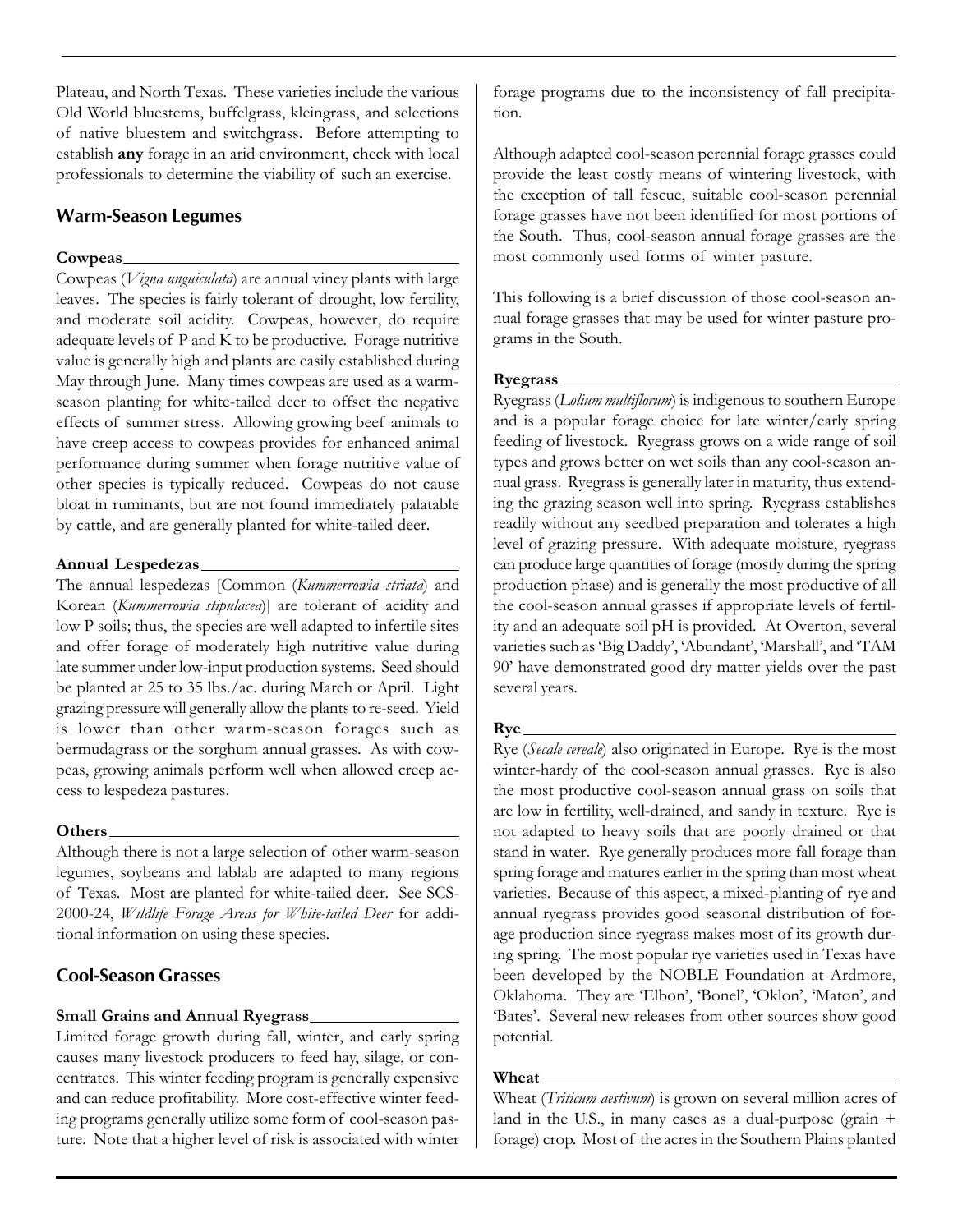Plateau, and North Texas. These varieties include the various Old World bluestems, buffelgrass, kleingrass, and selections of native bluestem and switchgrass. Before attempting to establish **any** forage in an arid environment, check with local professionals to determine the viability of such an exercise.

## Warm-Season Legumes

### Cowpeas

Cowpeas (*Vigna unguiculata*) are annual viney plants with large leaves. The species is fairly tolerant of drought, low fertility, and moderate soil acidity. Cowpeas, however, do require adequate levels of P and K to be productive. Forage nutritive value is generally high and plants are easily established during May through June. Many times cowpeas are used as a warm-season planting for white-tailed deer to offset the negative effects of summer stress. Allowing growing beef animals to have creep access to cowpeas provides for enhanced animal performance during summer when forage nutritive value of other species is typically reduced. Cowpeas do not cause bloat in ruminants, but are not found immediately palatable by cattle, and are generally planted for white-tailed deer.

### Annual Lespedezas

The annual lespedezas [Common (*Kummerrowia striata*) and Korean (*Kummerrowia stipulacea*)] are tolerant of acidity and low P soils; thus, the species are well adapted to infertile sites and offer forage of moderately high nutritive value during late summer under low-input production systems. Seed should be planted at 25 to 35 lbs./ac. during March or April. Light grazing pressure will generally allow the plants to re-seed. Yield is lower than other warm-season forages such as bermudagrass or the sorghum annual grasses. As with cowpeas, growing animals perform well when allowed creep access to lespedeza pastures.

### Others

Although there is not a large selection of other warm-season legumes, soybeans and lablab are adapted to many regions of Texas. Most are planted for white-tailed deer. See SCS-2000-24, *Wildlife Forage Areas for White-tailed Deer* for additional information on using these species.

## Cool-Season Grasses

### Small Grains and Annual Ryegrass

Limited forage growth during fall, winter, and early spring causes many livestock producers to feed hay, silage, or concentrates. This winter feeding program is generally expensive and can reduce profitability. More cost-effective winter feeding programs generally utilize some form of cool-season pasture. Note that a higher level of risk is associated with winter forage programs due to the inconsistency of fall precipitation.

Although adapted cool-season perennial forage grasses could provide the least costly means of wintering livestock, with the exception of tall fescue, suitable cool-season perennial forage grasses have not been identified for most portions of the South. Thus, cool-season annual forage grasses are the most commonly used forms of winter pasture.

This following is a brief discussion of those cool-season annual forage grasses that may be used for winter pasture programs in the South.

### Ryegrass

Ryegrass (*Lolium multiflorum*) is indigenous to southern Europe and is a popular forage choice for late winter/early spring feeding of livestock. Ryegrass grows on a wide range of soil types and grows better on wet soils than any cool-season annual grass. Ryegrass is generally later in maturity, thus extending the grazing season well into spring. Ryegrass establishes readily without any seedbed preparation and tolerates a high level of grazing pressure. With adequate moisture, ryegrass can produce large quantities of forage (mostly during the spring production phase) and is generally the most productive of all the cool-season annual grasses if appropriate levels of fertility and an adequate soil pH is provided. At Overton, several varieties such as 'Big Daddy', 'Abundant', 'Marshall', and 'TAM 90' have demonstrated good dry matter yields over the past several years.

### Rye

Rye (*Secale cereale*) also originated in Europe. Rye is the most winter-hardy of the cool-season annual grasses. Rye is also the most productive cool-season annual grass on soils that are low in fertility, well-drained, and sandy in texture. Rye is not adapted to heavy soils that are poorly drained or that stand in water. Rye generally produces more fall forage than spring forage and matures earlier in the spring than most wheat varieties. Because of this aspect, a mixed-planting of rye and annual ryegrass provides good seasonal distribution of forage production since ryegrass makes most of its growth during spring. The most popular rye varieties used in Texas have been developed by the NOBLE Foundation at Ardmore, Oklahoma. They are 'Elbon', 'Bonel', 'Oklon', 'Maton', and 'Bates'. Several new releases from other sources show good potential.

### Wheat

Wheat (*Triticum aestivum*) is grown on several million acres of land in the U.S., in many cases as a dual-purpose (grain + forage) crop. Most of the acres in the Southern Plains planted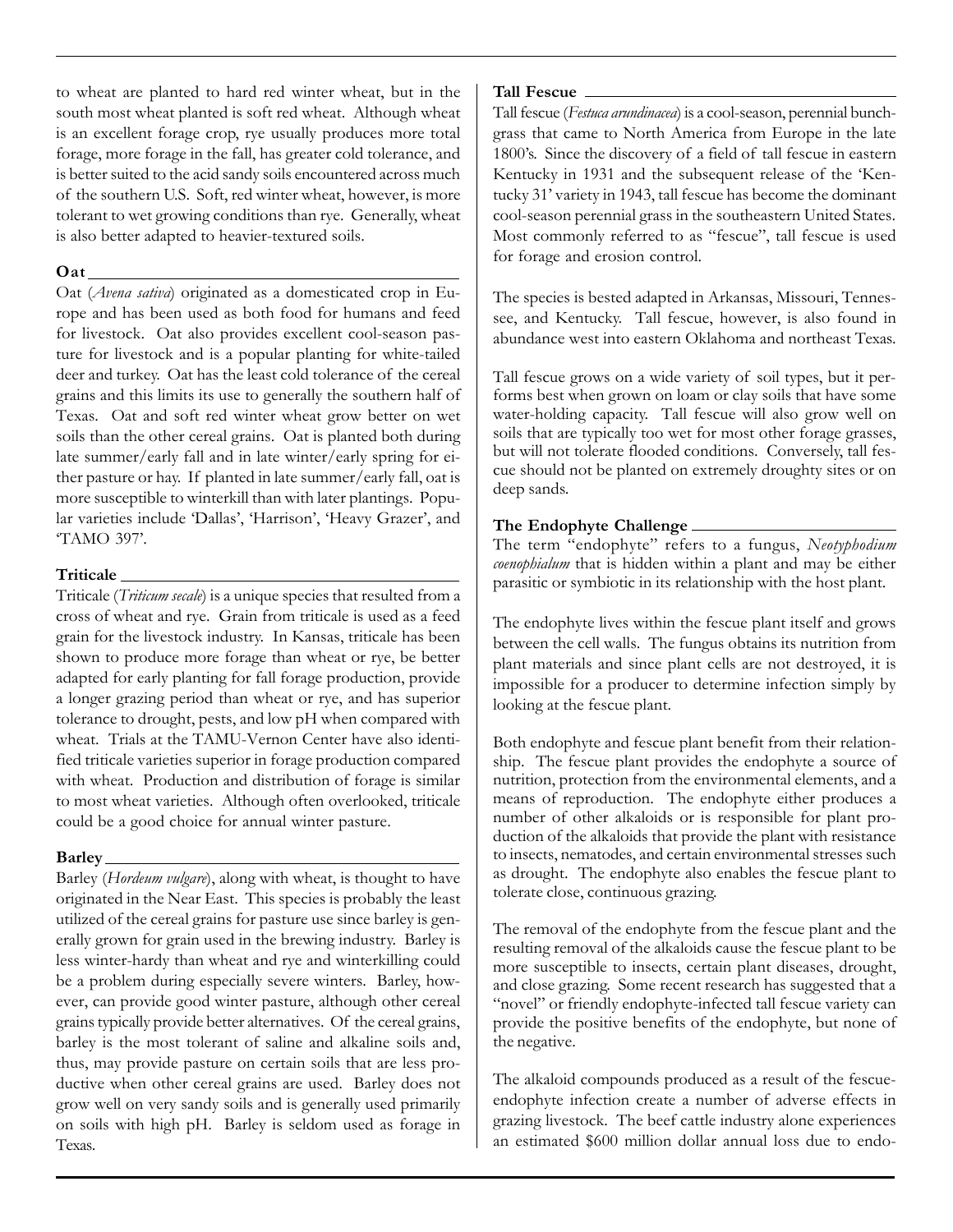to wheat are planted to hard red winter wheat, but in the south most wheat planted is soft red wheat. Although wheat is an excellent forage crop, rye usually produces more total forage, more forage in the fall, has greater cold tolerance, and is better suited to the acid sandy soils encountered across much of the southern U.S. Soft, red winter wheat, however, is more tolerant to wet growing conditions than rye. Generally, wheat is also better adapted to heavier-textured soils.

### Oat

Oat (*Avena sativa*) originated as a domesticated crop in Europe and has been used as both food for humans and feed for livestock. Oat also provides excellent cool-season pasture for livestock and is a popular planting for white-tailed deer and turkey. Oat has the least cold tolerance of the cereal grains and this limits its use to generally the southern half of Texas. Oat and soft red winter wheat grow better on wet soils than the other cereal grains. Oat is planted both during late summer/early fall and in late winter/early spring for either pasture or hay. If planted in late summer/early fall, oat is more susceptible to winterkill than with later plantings. Popular varieties include 'Dallas', 'Harrison', 'Heavy Grazer', and 'TAMO 397'.

### Triticale

Triticale (*Triticum secale*) is a unique species that resulted from a cross of wheat and rye. Grain from triticale is used as a feed grain for the livestock industry. In Kansas, triticale has been shown to produce more forage than wheat or rye, be better adapted for early planting for fall forage production, provide a longer grazing period than wheat or rye, and has superior tolerance to drought, pests, and low pH when compared with wheat. Trials at the TAMU-Vernon Center have also identified triticale varieties superior in forage production compared with wheat. Production and distribution of forage is similar to most wheat varieties. Although often overlooked, triticale could be a good choice for annual winter pasture.

### Barley

Barley (*Hordeum vulgare*), along with wheat, is thought to have originated in the Near East. This species is probably the least utilized of the cereal grains for pasture use since barley is generally grown for grain used in the brewing industry. Barley is less winter-hardy than wheat and rye and winterkilling could be a problem during especially severe winters. Barley, however, can provide good winter pasture, although other cereal grains typically provide better alternatives. Of the cereal grains, barley is the most tolerant of saline and alkaline soils and, thus, may provide pasture on certain soils that are less productive when other cereal grains are used. Barley does not grow well on very sandy soils and is generally used primarily on soils with high pH. Barley is seldom used as forage in Texas.

### Tall Fescue

Tall fescue (*Festuca arundinacea*) is a cool-season, perennial bunchgrass that came to North America from Europe in the late 1800's. Since the discovery of a field of tall fescue in eastern Kentucky in 1931 and the subsequent release of the 'Kentucky 31' variety in 1943, tall fescue has become the dominant cool-season perennial grass in the southeastern United States. Most commonly referred to as "fescue", tall fescue is used for forage and erosion control.

The species is bested adapted in Arkansas, Missouri, Tennessee, and Kentucky. Tall fescue, however, is also found in abundance west into eastern Oklahoma and northeast Texas.

Tall fescue grows on a wide variety of soil types, but it performs best when grown on loam or clay soils that have some water-holding capacity. Tall fescue will also grow well on soils that are typically too wet for most other forage grasses, but will not tolerate flooded conditions. Conversely, tall fescue should not be planted on extremely droughty sites or on deep sands.

### The Endophyte Challenge

The term "endophyte" refers to a fungus, *Neotyphodium coenophialum* that is hidden within a plant and may be either parasitic or symbiotic in its relationship with the host plant.

The endophyte lives within the fescue plant itself and grows between the cell walls. The fungus obtains its nutrition from plant materials and since plant cells are not destroyed, it is impossible for a producer to determine infection simply by looking at the fescue plant.

Both endophyte and fescue plant benefit from their relationship. The fescue plant provides the endophyte a source of nutrition, protection from the environmental elements, and a means of reproduction. The endophyte either produces a number of other alkaloids or is responsible for plant production of the alkaloids that provide the plant with resistance to insects, nematodes, and certain environmental stresses such as drought. The endophyte also enables the fescue plant to tolerate close, continuous grazing.

The removal of the endophyte from the fescue plant and the resulting removal of the alkaloids cause the fescue plant to be more susceptible to insects, certain plant diseases, drought, and close grazing. Some recent research has suggested that a "novel" or friendly endophyte-infected tall fescue variety can provide the positive benefits of the endophyte, but none of the negative.

The alkaloid compounds produced as a result of the fescue-endophyte infection create a number of adverse effects in grazing livestock. The beef cattle industry alone experiences an estimated \$600 million dollar annual loss due to endo-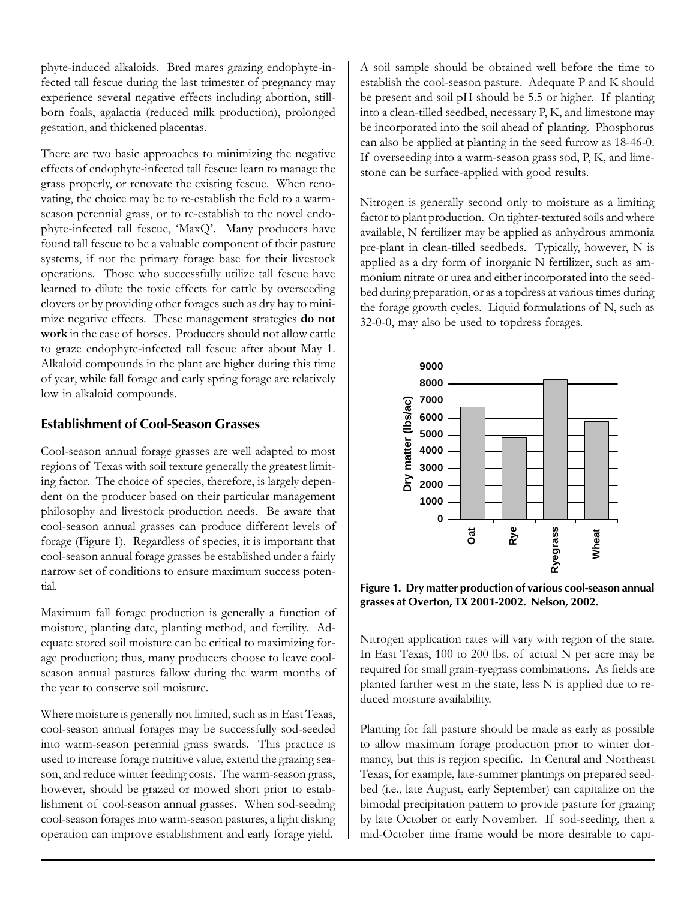phyte-induced alkaloids. Bred mares grazing endophyte-infected tall fescue during the last trimester of pregnancy may experience several negative effects including abortion, stillborn foals, agalactia (reduced milk production), prolonged gestation, and thickened placentas.

There are two basic approaches to minimizing the negative effects of endophyte-infected tall fescue: learn to manage the grass properly, or renovate the existing fescue. When renovating, the choice may be to re-establish the field to a warm-season perennial grass, or to re-establish to the novel endophyte-infected tall fescue, 'MaxQ'. Many producers have found tall fescue to be a valuable component of their pasture systems, if not the primary forage base for their livestock operations. Those who successfully utilize tall fescue have learned to dilute the toxic effects for cattle by overseeding clovers or by providing other forages such as dry hay to minimize negative effects. These management strategies **do not work** in the case of horses. Producers should not allow cattle to graze endophyte-infected tall fescue after about May 1. Alkaloid compounds in the plant are higher during this time of year, while fall forage and early spring forage are relatively low in alkaloid compounds.

## Establishment of Cool-Season Grasses

Cool-season annual forage grasses are well adapted to most regions of Texas with soil texture generally the greatest limiting factor. The choice of species, therefore, is largely dependent on the producer based on their particular management philosophy and livestock production needs. Be aware that cool-season annual grasses can produce different levels of forage (Figure 1). Regardless of species, it is important that cool-season annual forage grasses be established under a fairly narrow set of conditions to ensure maximum success potential.

Maximum fall forage production is generally a function of moisture, planting date, planting method, and fertility. Adequate stored soil moisture can be critical to maximizing forage production; thus, many producers choose to leave cool-season annual pastures fallow during the warm months of the year to conserve soil moisture.

Where moisture is generally not limited, such as in East Texas, cool-season annual forages may be successfully sod-seeded into warm-season perennial grass swards. This practice is used to increase forage nutritive value, extend the grazing season, and reduce winter feeding costs. The warm-season grass, however, should be grazed or mowed short prior to establishment of cool-season annual grasses. When sod-seeding cool-season forages into warm-season pastures, a light disking operation can improve establishment and early forage yield.

A soil sample should be obtained well before the time to establish the cool-season pasture. Adequate P and K should be present and soil pH should be 5.5 or higher. If planting into a clean-tilled seedbed, necessary P, K, and limestone may be incorporated into the soil ahead of planting. Phosphorus can also be applied at planting in the seed furrow as 18-46-0. If overseeding into a warm-season grass sod, P, K, and limestone can be surface-applied with good results.

Nitrogen is generally second only to moisture as a limiting factor to plant production. On tighter-textured soils and where available, N fertilizer may be applied as anhydrous ammonia pre-plant in clean-tilled seedbeds. Typically, however, N is applied as a dry form of inorganic N fertilizer, such as ammonium nitrate or urea and either incorporated into the seedbed during preparation, or as a topdress at various times during the forage growth cycles. Liquid formulations of N, such as 32-0-0, may also be used to topdress forages.

**Figure 1. Dry matter production of various cool-season annual grasses at Overton, TX 2001-2002. Nelson, 2002.**

Nitrogen application rates will vary with region of the state. In East Texas, 100 to 200 lbs. of actual N per acre may be required for small grain-ryegrass combinations. As fields are planted farther west in the state, less N is applied due to reduced moisture availability.

Planting for fall pasture should be made as early as possible to allow maximum forage production prior to winter dormancy, but this is region specific. In Central and Northeast Texas, for example, late-summer plantings on prepared seedbed (i.e., late August, early September) can capitalize on the bimodal precipitation pattern to provide pasture for grazing by late October or early November. If sod-seeding, then a mid-October time frame would be more desirable to capi-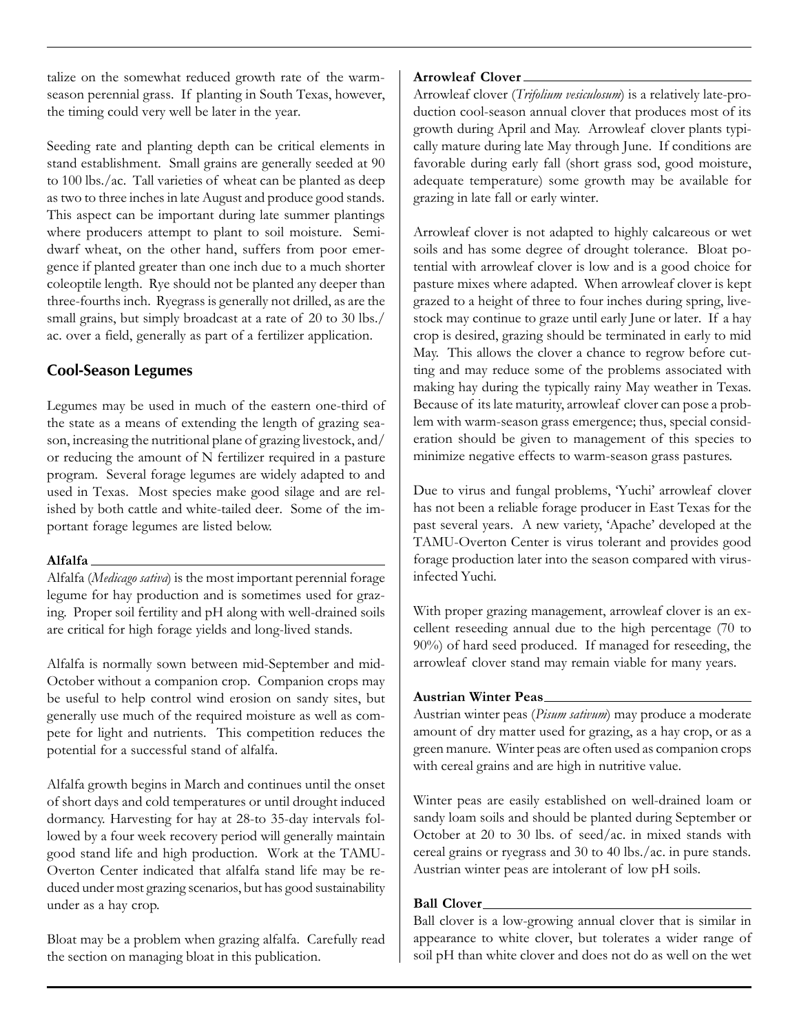talize on the somewhat reduced growth rate of the warm-season perennial grass. If planting in South Texas, however, the timing could very well be later in the year.

Seeding rate and planting depth can be critical elements in stand establishment. Small grains are generally seeded at 90 to 100 lbs./ac. Tall varieties of wheat can be planted as deep as two to three inches in late August and produce good stands. This aspect can be important during late summer plantings where producers attempt to plant to soil moisture. Semi-dwarf wheat, on the other hand, suffers from poor emergence if planted greater than one inch due to a much shorter coleoptile length. Rye should not be planted any deeper than three-fourths inch. Ryegrass is generally not drilled, as are the small grains, but simply broadcast at a rate of 20 to 30 lbs./ac. over a field, generally as part of a fertilizer application.

## Cool-Season Legumes

Legumes may be used in much of the eastern one-third of the state as a means of extending the length of grazing season, increasing the nutritional plane of grazing livestock, and/or reducing the amount of N fertilizer required in a pasture program. Several forage legumes are widely adapted to and used in Texas. Most species make good silage and are relished by both cattle and white-tailed deer. Some of the important forage legumes are listed below.

### Alfalfa

Alfalfa (*Medicago sativa*) is the most important perennial forage legume for hay production and is sometimes used for grazing. Proper soil fertility and pH along with well-drained soils are critical for high forage yields and long-lived stands.

Alfalfa is normally sown between mid-September and mid-October without a companion crop. Companion crops may be useful to help control wind erosion on sandy sites, but generally use much of the required moisture as well as compete for light and nutrients. This competition reduces the potential for a successful stand of alfalfa.

Alfalfa growth begins in March and continues until the onset of short days and cold temperatures or until drought induced dormancy. Harvesting for hay at 28-to 35-day intervals followed by a four week recovery period will generally maintain good stand life and high production. Work at the TAMU-Overton Center indicated that alfalfa stand life may be reduced under most grazing scenarios, but has good sustainability under as a hay crop.

Bloat may be a problem when grazing alfalfa. Carefully read the section on managing bloat in this publication.

### Arrowleaf Clover

Arrowleaf clover (*Trifolium vesiculosum*) is a relatively late-production cool-season annual clover that produces most of its growth during April and May. Arrowleaf clover plants typically mature during late May through June. If conditions are favorable during early fall (short grass sod, good moisture, adequate temperature) some growth may be available for grazing in late fall or early winter.

Arrowleaf clover is not adapted to highly calcareous or wet soils and has some degree of drought tolerance. Bloat potential with arrowleaf clover is low and is a good choice for pasture mixes where adapted. When arrowleaf clover is kept grazed to a height of three to four inches during spring, livestock may continue to graze until early June or later. If a hay crop is desired, grazing should be terminated in early to mid May. This allows the clover a chance to regrow before cutting and may reduce some of the problems associated with making hay during the typically rainy May weather in Texas. Because of its late maturity, arrowleaf clover can pose a problem with warm-season grass emergence; thus, special consideration should be given to management of this species to minimize negative effects to warm-season grass pastures.

Due to virus and fungal problems, 'Yuchi' arrowleaf clover has not been a reliable forage producer in East Texas for the past several years. A new variety, 'Apache' developed at the TAMU-Overton Center is virus tolerant and provides good forage production later into the season compared with virus-infected Yuchi.

With proper grazing management, arrowleaf clover is an excellent reseeding annual due to the high percentage (70 to 90%) of hard seed produced. If managed for reseeding, the arrowleaf clover stand may remain viable for many years.

### Austrian Winter Peas

Austrian winter peas (*Pisum sativum*) may produce a moderate amount of dry matter used for grazing, as a hay crop, or as a green manure. Winter peas are often used as companion crops with cereal grains and are high in nutritive value.

Winter peas are easily established on well-drained loam or sandy loam soils and should be planted during September or October at 20 to 30 lbs. of seed/ac. in mixed stands with cereal grains or ryegrass and 30 to 40 lbs./ac. in pure stands. Austrian winter peas are intolerant of low pH soils.

### Ball Clover

Ball clover is a low-growing annual clover that is similar in appearance to white clover, but tolerates a wider range of soil pH than white clover and does not do as well on the wet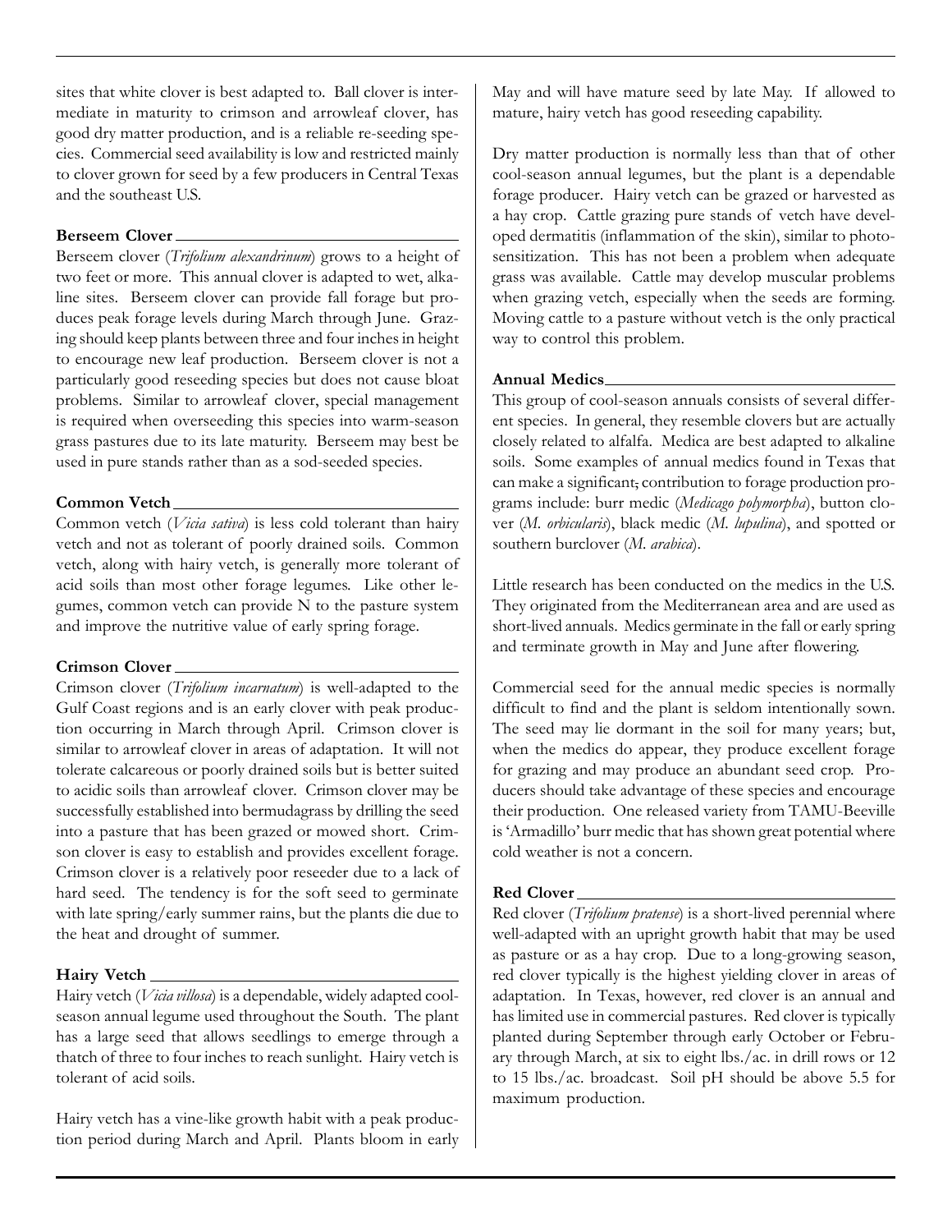sites that white clover is best adapted to. Ball clover is intermediate in maturity to crimson and arrowleaf clover, has good dry matter production, and is a reliable re-seeding species. Commercial seed availability is low and restricted mainly to clover grown for seed by a few producers in Central Texas and the southeast U.S.

### Berseem Clover

Berseem clover (*Trifolium alexandrinum*) grows to a height of two feet or more. This annual clover is adapted to wet, alkaline sites. Berseem clover can provide fall forage but produces peak forage levels during March through June. Grazing should keep plants between three and four inches in height to encourage new leaf production. Berseem clover is not a particularly good reseeding species but does not cause bloat problems. Similar to arrowleaf clover, special management is required when overseeding this species into warm-season grass pastures due to its late maturity. Berseem may best be used in pure stands rather than as a sod-seeded species.

### Common Vetch

Common vetch (*Vicia sativa*) is less cold tolerant than hairy vetch and not as tolerant of poorly drained soils. Common vetch, along with hairy vetch, is generally more tolerant of acid soils than most other forage legumes. Like other legumes, common vetch can provide N to the pasture system and improve the nutritive value of early spring forage.

### Crimson Clover

Crimson clover (*Trifolium incarnatum*) is well-adapted to the Gulf Coast regions and is an early clover with peak production occurring in March through April. Crimson clover is similar to arrowleaf clover in areas of adaptation. It will not tolerate calcareous or poorly drained soils but is better suited to acidic soils than arrowleaf clover. Crimson clover may be successfully established into bermudagrass by drilling the seed into a pasture that has been grazed or mowed short. Crimson clover is easy to establish and provides excellent forage. Crimson clover is a relatively poor reseeder due to a lack of hard seed. The tendency is for the soft seed to germinate with late spring/early summer rains, but the plants die due to the heat and drought of summer.

### Hairy Vetch

Hairy vetch (*Vicia villosa*) is a dependable, widely adapted cool-season annual legume used throughout the South. The plant has a large seed that allows seedlings to emerge through a thatch of three to four inches to reach sunlight. Hairy vetch is tolerant of acid soils.

Hairy vetch has a vine-like growth habit with a peak production period during March and April. Plants bloom in early May and will have mature seed by late May. If allowed to mature, hairy vetch has good reseeding capability.

Dry matter production is normally less than that of other cool-season annual legumes, but the plant is a dependable forage producer. Hairy vetch can be grazed or harvested as a hay crop. Cattle grazing pure stands of vetch have developed dermatitis (inflammation of the skin), similar to photosensitization. This has not been a problem when adequate grass was available. Cattle may develop muscular problems when grazing vetch, especially when the seeds are forming. Moving cattle to a pasture without vetch is the only practical way to control this problem.

### Annual Medics

This group of cool-season annuals consists of several different species. In general, they resemble clovers but are actually closely related to alfalfa. Medica are best adapted to alkaline soils. Some examples of annual medics found in Texas that can make a significant, contribution to forage production programs include: burr medic (*Medicago polymorpha*), button clover (*M. orbicularis*), black medic (*M. lupulina*), and spotted or southern burclover (*M. arabica*).

Little research has been conducted on the medics in the U.S. They originated from the Mediterranean area and are used as short-lived annuals. Medics germinate in the fall or early spring and terminate growth in May and June after flowering.

Commercial seed for the annual medic species is normally difficult to find and the plant is seldom intentionally sown. The seed may lie dormant in the soil for many years; but, when the medics do appear, they produce excellent forage for grazing and may produce an abundant seed crop. Producers should take advantage of these species and encourage their production. One released variety from TAMU-Beeville is 'Armadillo' burr medic that has shown great potential where cold weather is not a concern.

### Red Clover

Red clover (*Trifolium pratense*) is a short-lived perennial where well-adapted with an upright growth habit that may be used as pasture or as a hay crop. Due to a long-growing season, red clover typically is the highest yielding clover in areas of adaptation. In Texas, however, red clover is an annual and has limited use in commercial pastures. Red clover is typically planted during September through early October or February through March, at six to eight lbs./ac. in drill rows or 12 to 15 lbs./ac. broadcast. Soil pH should be above 5.5 for maximum production.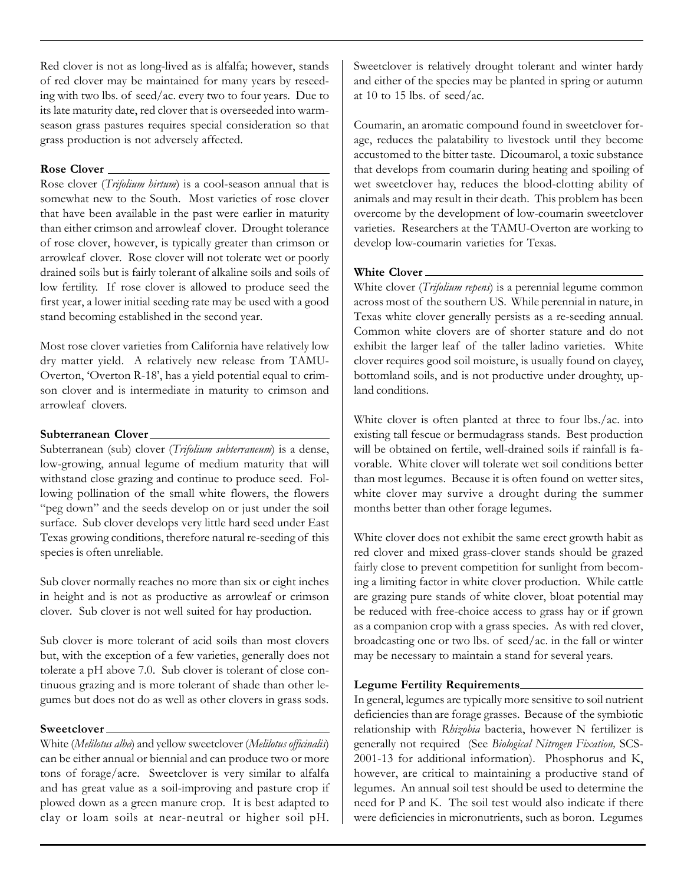Red clover is not as long-lived as is alfalfa; however, stands of red clover may be maintained for many years by reseeding with two lbs. of seed/ac. every two to four years. Due to its late maturity date, red clover that is overseeded into warm-season grass pastures requires special consideration so that grass production is not adversely affected.

**Rose Clover**

Rose clover (*Trifolium hirtum*) is a cool-season annual that is somewhat new to the South. Most varieties of rose clover that have been available in the past were earlier in maturity than either crimson and arrowleaf clover. Drought tolerance of rose clover, however, is typically greater than crimson or arrowleaf clover. Rose clover will not tolerate wet or poorly drained soils but is fairly tolerant of alkaline soils and soils of low fertility. If rose clover is allowed to produce seed the first year, a lower initial seeding rate may be used with a good stand becoming established in the second year.

Most rose clover varieties from California have relatively low dry matter yield. A relatively new release from TAMU-Overton, 'Overton R-18', has a yield potential equal to crimson clover and is intermediate in maturity to crimson and arrowleaf clovers.

**Subterranean Clover**

Subterranean (sub) clover (*Trifolium subterraneum*) is a dense, low-growing, annual legume of medium maturity that will withstand close grazing and continue to produce seed. Following pollination of the small white flowers, the flowers "peg down" and the seeds develop on or just under the soil surface. Sub clover develops very little hard seed under East Texas growing conditions, therefore natural re-seeding of this species is often unreliable.

Sub clover normally reaches no more than six or eight inches in height and is not as productive as arrowleaf or crimson clover. Sub clover is not well suited for hay production.

Sub clover is more tolerant of acid soils than most clovers but, with the exception of a few varieties, generally does not tolerate a pH above 7.0. Sub clover is tolerant of close continuous grazing and is more tolerant of shade than other legumes but does not do as well as other clovers in grass sods.

**Sweetclover**

White (*Melilotus alba*) and yellow sweetclover (*Melilotus officinalis*) can be either annual or biennial and can produce two or more tons of forage/acre. Sweetclover is very similar to alfalfa and has great value as a soil-improving and pasture crop if plowed down as a green manure crop. It is best adapted to clay or loam soils at near-neutral or higher soil pH. Sweetclover is relatively drought tolerant and winter hardy and either of the species may be planted in spring or autumn at 10 to 15 lbs. of seed/ac.

Coumarin, an aromatic compound found in sweetclover forage, reduces the palatability to livestock until they become accustomed to the bitter taste. Dicoumarol, a toxic substance that develops from coumarin during heating and spoiling of wet sweetclover hay, reduces the blood-clotting ability of animals and may result in their death. This problem has been overcome by the development of low-coumarin sweetclover varieties. Researchers at the TAMU-Overton are working to develop low-coumarin varieties for Texas.

**White Clover**

White clover (*Trifolium repens*) is a perennial legume common across most of the southern US. While perennial in nature, in Texas white clover generally persists as a re-seeding annual. Common white clovers are of shorter stature and do not exhibit the larger leaf of the taller ladino varieties. White clover requires good soil moisture, is usually found on clayey, bottomland soils, and is not productive under droughty, upland conditions.

White clover is often planted at three to four lbs./ac. into existing tall fescue or bermudagrass stands. Best production will be obtained on fertile, well-drained soils if rainfall is favorable. White clover will tolerate wet soil conditions better than most legumes. Because it is often found on wetter sites, white clover may survive a drought during the summer months better than other forage legumes.

White clover does not exhibit the same erect growth habit as red clover and mixed grass-clover stands should be grazed fairly close to prevent competition for sunlight from becoming a limiting factor in white clover production. While cattle are grazing pure stands of white clover, bloat potential may be reduced with free-choice access to grass hay or if grown as a companion crop with a grass species. As with red clover, broadcasting one or two lbs. of seed/ac. in the fall or winter may be necessary to maintain a stand for several years.

**Legume Fertility Requirements**

In general, legumes are typically more sensitive to soil nutrient deficiencies than are forage grasses. Because of the symbiotic relationship with *Rhizobia* bacteria, however N fertilizer is generally not required (See *Biological Nitrogen Fixation,* SCS-2001-13 for additional information). Phosphorus and K, however, are critical to maintaining a productive stand of legumes. An annual soil test should be used to determine the need for P and K. The soil test would also indicate if there were deficiencies in micronutrients, such as boron. Legumes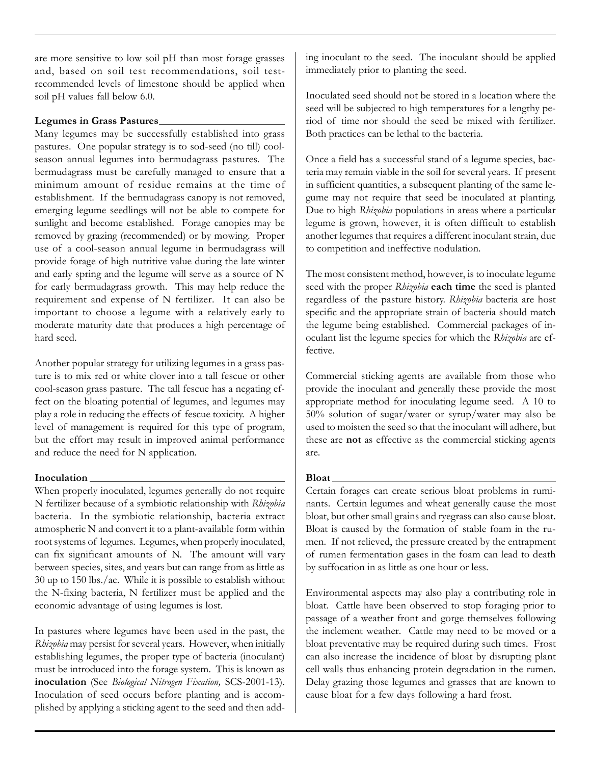are more sensitive to low soil pH than most forage grasses and, based on soil test recommendations, soil test-recommended levels of limestone should be applied when soil pH values fall below 6.0.

**Legumes in Grass Pastures**

Many legumes may be successfully established into grass pastures. One popular strategy is to sod-seed (no till) cool-season annual legumes into bermudagrass pastures. The bermudagrass must be carefully managed to ensure that a minimum amount of residue remains at the time of establishment. If the bermudagrass canopy is not removed, emerging legume seedlings will not be able to compete for sunlight and become established. Forage canopies may be removed by grazing (recommended) or by mowing. Proper use of a cool-season annual legume in bermudagrass will provide forage of high nutritive value during the late winter and early spring and the legume will serve as a source of N for early bermudagrass growth. This may help reduce the requirement and expense of N fertilizer. It can also be important to choose a legume with a relatively early to moderate maturity date that produces a high percentage of hard seed.

Another popular strategy for utilizing legumes in a grass pasture is to mix red or white clover into a tall fescue or other cool-season grass pasture. The tall fescue has a negating effect on the bloating potential of legumes, and legumes may play a role in reducing the effects of fescue toxicity. A higher level of management is required for this type of program, but the effort may result in improved animal performance and reduce the need for N application.

**Inoculation**

When properly inoculated, legumes generally do not require N fertilizer because of a symbiotic relationship with *Rhizobia* bacteria. In the symbiotic relationship, bacteria extract atmospheric N and convert it to a plant-available form within root systems of legumes. Legumes, when properly inoculated, can fix significant amounts of N. The amount will vary between species, sites, and years but can range from as little as 30 up to 150 lbs./ac. While it is possible to establish without the N-fixing bacteria, N fertilizer must be applied and the economic advantage of using legumes is lost.

In pastures where legumes have been used in the past, the *Rhizobia* may persist for several years. However, when initially establishing legumes, the proper type of bacteria (inoculant) must be introduced into the forage system. This is known as **inoculation** (See *Biological Nitrogen Fixation,* SCS-2001-13). Inoculation of seed occurs before planting and is accomplished by applying a sticking agent to the seed and then adding inoculant to the seed. The inoculant should be applied immediately prior to planting the seed.

Inoculated seed should not be stored in a location where the seed will be subjected to high temperatures for a lengthy period of time nor should the seed be mixed with fertilizer. Both practices can be lethal to the bacteria.

Once a field has a successful stand of a legume species, bacteria may remain viable in the soil for several years. If present in sufficient quantities, a subsequent planting of the same legume may not require that seed be inoculated at planting. Due to high *Rhizobia* populations in areas where a particular legume is grown, however, it is often difficult to establish another legumes that requires a different inoculant strain, due to competition and ineffective nodulation.

The most consistent method, however, is to inoculate legume seed with the proper *Rhizobia* **each time** the seed is planted regardless of the pasture history. *Rhizobia* bacteria are host specific and the appropriate strain of bacteria should match the legume being established. Commercial packages of inoculant list the legume species for which the *Rhizobia* are effective.

Commercial sticking agents are available from those who provide the inoculant and generally these provide the most appropriate method for inoculating legume seed. A 10 to 50% solution of sugar/water or syrup/water may also be used to moisten the seed so that the inoculant will adhere, but these are **not** as effective as the commercial sticking agents are.

**Bloat**

Certain forages can create serious bloat problems in ruminants. Certain legumes and wheat generally cause the most bloat, but other small grains and ryegrass can also cause bloat. Bloat is caused by the formation of stable foam in the rumen. If not relieved, the pressure created by the entrapment of rumen fermentation gases in the foam can lead to death by suffocation in as little as one hour or less.

Environmental aspects may also play a contributing role in bloat. Cattle have been observed to stop foraging prior to passage of a weather front and gorge themselves following the inclement weather. Cattle may need to be moved or a bloat preventative may be required during such times. Frost can also increase the incidence of bloat by disrupting plant cell walls thus enhancing protein degradation in the rumen. Delay grazing those legumes and grasses that are known to cause bloat for a few days following a hard frost.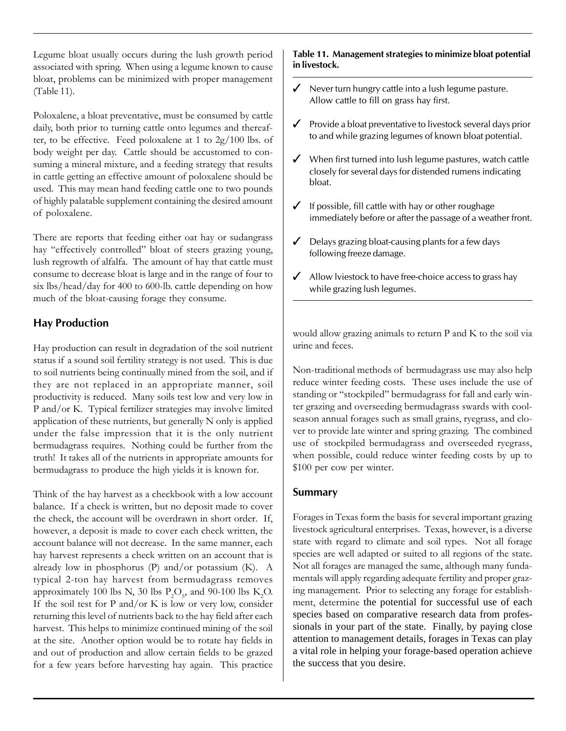Legume bloat usually occurs during the lush growth period associated with spring. When using a legume known to cause bloat, problems can be minimized with proper management (Table 11).

Poloxalene, a bloat preventative, must be consumed by cattle daily, both prior to turning cattle onto legumes and thereafter, to be effective. Feed poloxalene at 1 to 2g/100 lbs. of body weight per day. Cattle should be accustomed to consuming a mineral mixture, and a feeding strategy that results in cattle getting an effective amount of poloxalene should be used. This may mean hand feeding cattle one to two pounds of highly palatable supplement containing the desired amount of poloxalene.

There are reports that feeding either oat hay or sudangrass hay "effectively controlled" bloat of steers grazing young, lush regrowth of alfalfa. The amount of hay that cattle must consume to decrease bloat is large and in the range of four to six lbs/head/day for 400 to 600-lb. cattle depending on how much of the bloat-causing forage they consume.

**Table 11. Management strategies to minimize bloat potential in livestock.**

- ✓ Never turn hungry cattle into a lush legume pasture. Allow cattle to fill on grass hay first.
- ✓ Provide a bloat preventative to livestock several days prior to and while grazing legumes of known bloat potential.
- ✓ When first turned into lush legume pastures, watch cattle closely for several days for distended rumens indicating bloat.
- ✓ If possible, fill cattle with hay or other roughage immediately before or after the passage of a weather front.
- ✓ Delays grazing bloat-causing plants for a few days following freeze damage.
- ✓ Allow lviestock to have free-choice access to grass hay while grazing lush legumes.

## Hay Production

Hay production can result in degradation of the soil nutrient status if a sound soil fertility strategy is not used. This is due to soil nutrients being continually mined from the soil, and if they are not replaced in an appropriate manner, soil productivity is reduced. Many soils test low and very low in P and/or K. Typical fertilizer strategies may involve limited application of these nutrients, but generally N only is applied under the false impression that it is the only nutrient bermudagrass requires. Nothing could be further from the truth! It takes all of the nutrients in appropriate amounts for bermudagrass to produce the high yields it is known for.

Think of the hay harvest as a checkbook with a low account balance. If a check is written, but no deposit made to cover the check, the account will be overdrawn in short order. If, however, a deposit is made to cover each check written, the account balance will not decrease. In the same manner, each hay harvest represents a check written on an account that is already low in phosphorus (P) and/or potassium (K). A typical 2-ton hay harvest from bermudagrass removes approximately 100 lbs N, 30 lbs $P_2O_5$, and 90-100 lbs $K_2O$. If the soil test for P and/or K is low or very low, consider returning this level of nutrients back to the hay field after each harvest. This helps to minimize continued mining of the soil at the site. Another option would be to rotate hay fields in and out of production and allow certain fields to be grazed for a few years before harvesting hay again. This practice would allow grazing animals to return P and K to the soil via urine and feces.

Non-traditional methods of bermudagrass use may also help reduce winter feeding costs. These uses include the use of standing or "stockpiled" bermudagrass for fall and early winter grazing and overseeding bermudagrass swards with cool-season annual forages such as small grains, ryegrass, and clover to provide late winter and spring grazing. The combined use of stockpiled bermudagrass and overseeded ryegrass, when possible, could reduce winter feeding costs by up to \$100 per cow per winter.

## Summary

Forages in Texas form the basis for several important grazing livestock agricultural enterprises. Texas, however, is a diverse state with regard to climate and soil types. Not all forage species are well adapted or suited to all regions of the state. Not all forages are managed the same, although many fundamentals will apply regarding adequate fertility and proper grazing management. Prior to selecting any forage for establishment, determine the potential for successful use of each species based on comparative research data from professionals in your part of the state. Finally, by paying close attention to management details, forages in Texas can play a vital role in helping your forage-based operation achieve the success that you desire.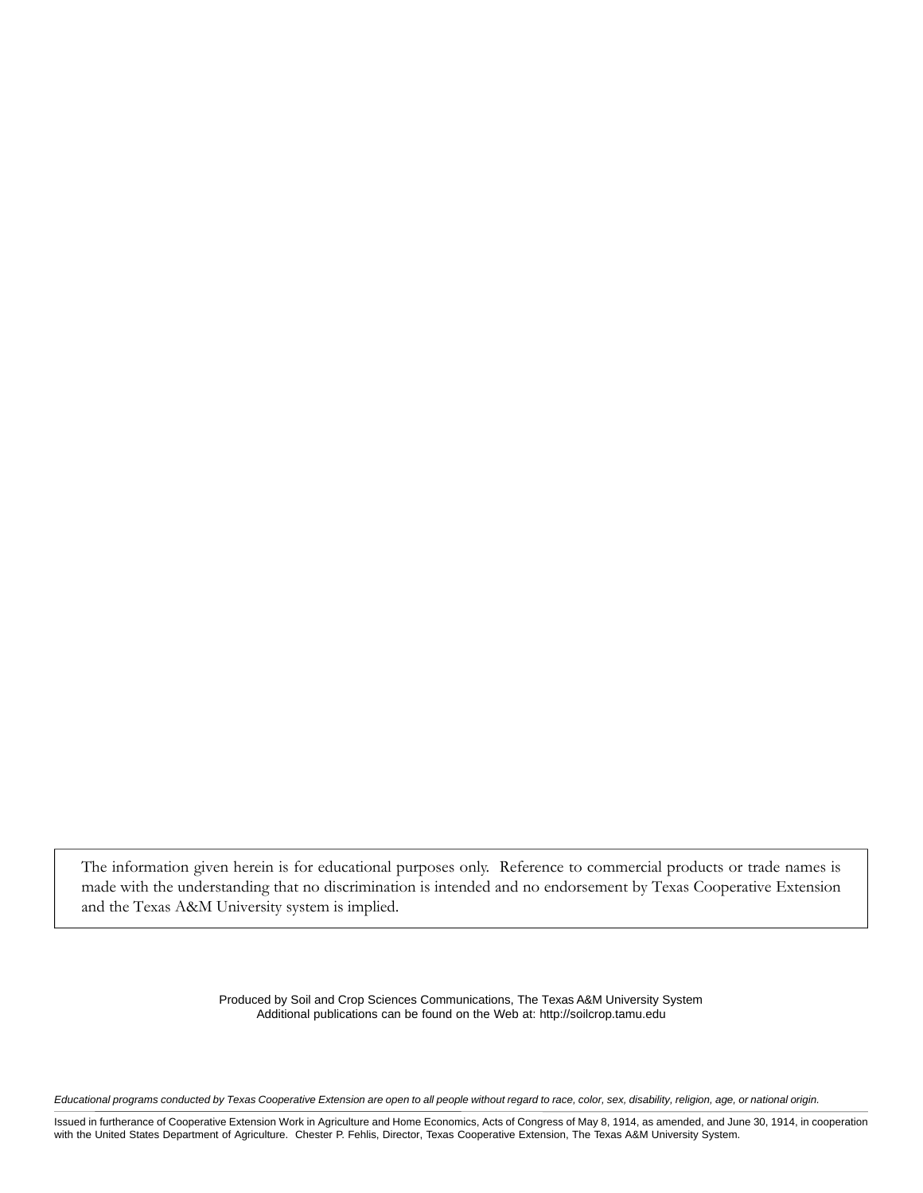The information given herein is for educational purposes only. Reference to commercial products or trade names is made with the understanding that no discrimination is intended and no endorsement by Texas Cooperative Extension and the Texas A&M University system is implied.

Produced by Soil and Crop Sciences Communications, The Texas A&M University System
Additional publications can be found on the Web at: http://soilcrop.tamu.edu

*Educational programs conducted by Texas Cooperative Extension are open to all people without regard to race, color, sex, disability, religion, age, or national origin.*

Issued in furtherance of Cooperative Extension Work in Agriculture and Home Economics, Acts of Congress of May 8, 1914, as amended, and June 30, 1914, in cooperation with the United States Department of Agriculture. Chester P. Fehlis, Director, Texas Cooperative Extension, The Texas A&M University System.